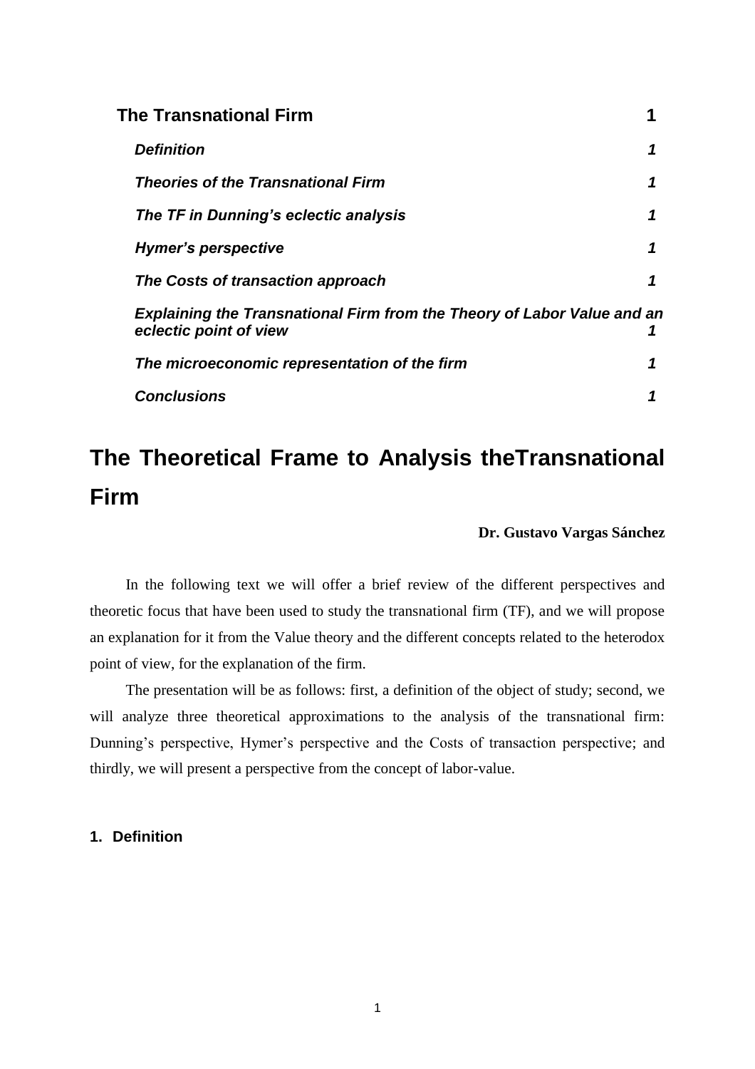**The Transnational Firm** 1

*Definition* 1

*Theories of the Transnational Firm* 1

*The TF in Dunning's eclectic analysis* 1

*Hymer's perspective* 1

*The Costs of transaction approach* 1

*Explaining the Transnational Firm from the Theory of Labor Value and an eclectic point of view* 1

*The microeconomic representation of the firm* 1

*Conclusions* 1

# The Theoretical Frame to Analysis theTransnational Firm

**Dr. Gustavo Vargas Sánchez**

In the following text we will offer a brief review of the different perspectives and theoretic focus that have been used to study the transnational firm (TF), and we will propose an explanation for it from the Value theory and the different concepts related to the heterodox point of view, for the explanation of the firm.

The presentation will be as follows: first, a definition of the object of study; second, we will analyze three theoretical approximations to the analysis of the transnational firm: Dunning's perspective, Hymer's perspective and the Costs of transaction perspective; and thirdly, we will present a perspective from the concept of labor-value.

## 1. Definition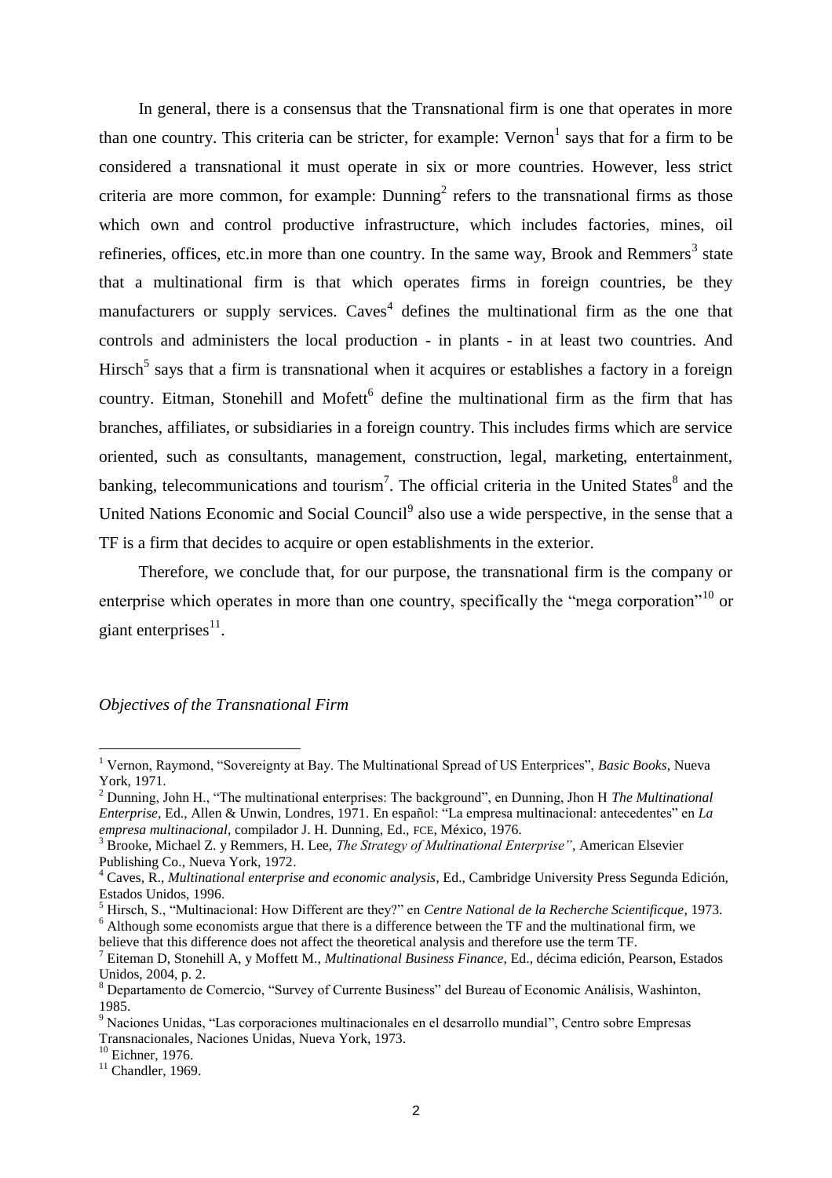In general, there is a consensus that the Transnational firm is one that operates in more than one country. This criteria can be stricter, for example: Vernon[1] says that for a firm to be considered a transnational it must operate in six or more countries. However, less strict criteria are more common, for example: Dunning[2] refers to the transnational firms as those which own and control productive infrastructure, which includes factories, mines, oil refineries, offices, etc.in more than one country. In the same way, Brook and Remmers[3] state that a multinational firm is that which operates firms in foreign countries, be they manufacturers or supply services. Caves[4] defines the multinational firm as the one that controls and administers the local production - in plants - in at least two countries. And Hirsch[5] says that a firm is transnational when it acquires or establishes a factory in a foreign country. Eitman, Stonehill and Mofett[6] define the multinational firm as the firm that has branches, affiliates, or subsidiaries in a foreign country. This includes firms which are service oriented, such as consultants, management, construction, legal, marketing, entertainment, banking, telecommunications and tourism[7]. The official criteria in the United States[8] and the United Nations Economic and Social Council[9] also use a wide perspective, in the sense that a TF is a firm that decides to acquire or open establishments in the exterior.

Therefore, we conclude that, for our purpose, the transnational firm is the company or enterprise which operates in more than one country, specifically the "mega corporation"[10] or giant enterprises[11].

*Objectives of the Transnational Firm*

---

[1] Vernon, Raymond, "Sovereignty at Bay. The Multinational Spread of US Enterprices", *Basic Books*, Nueva York, 1971.

[2] Dunning, John H., "The multinational enterprises: The background", en Dunning, Jhon H *The Multinational Enterprise*, Ed., Allen & Unwin, Londres, 1971. En español: "La empresa multinacional: antecedentes" en *La empresa multinacional*, compilador J. H. Dunning, Ed., FCE, México, 1976.

[3] Brooke, Michael Z. y Remmers, H. Lee, *The Strategy of Multinational Enterprise"*, American Elsevier Publishing Co., Nueva York, 1972.

[4] Caves, R., *Multinational enterprise and economic analysis*, Ed., Cambridge University Press Segunda Edición, Estados Unidos, 1996.

[5] Hirsch, S., "Multinacional: How Different are they?" en *Centre National de la Recherche Scientificque*, 1973.

[6] Although some economists argue that there is a difference between the TF and the multinational firm, we believe that this difference does not affect the theoretical analysis and therefore use the term TF.

[7] Eiteman D, Stonehill A, y Moffett M., *Multinational Business Finance*, Ed., décima edición, Pearson, Estados Unidos, 2004, p. 2.

[8] Departamento de Comercio, "Survey of Currente Business" del Bureau of Economic Análisis, Washinton, 1985.

[9] Naciones Unidas, "Las corporaciones multinacionales en el desarrollo mundial", Centro sobre Empresas Transnacionales, Naciones Unidas, Nueva York, 1973.

[10] Eichner, 1976.

[11] Chandler, 1969.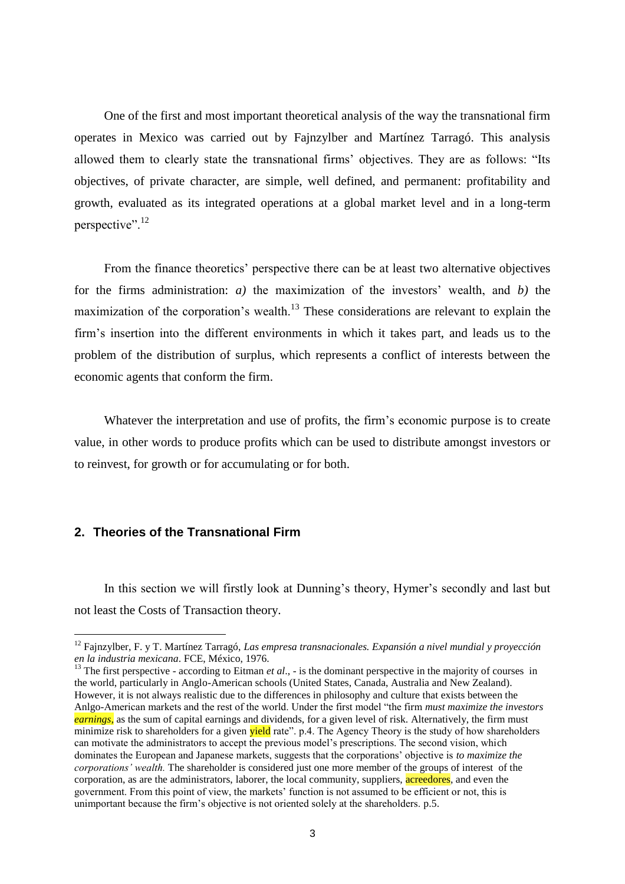One of the first and most important theoretical analysis of the way the transnational firm operates in Mexico was carried out by Fajnzylber and Martínez Tarragó. This analysis allowed them to clearly state the transnational firms' objectives. They are as follows: "Its objectives, of private character, are simple, well defined, and permanent: profitability and growth, evaluated as its integrated operations at a global market level and in a long-term perspective".[12]

From the finance theoretics' perspective there can be at least two alternative objectives for the firms administration: *a)* the maximization of the investors' wealth, and *b)* the maximization of the corporation's wealth.[13] These considerations are relevant to explain the firm's insertion into the different environments in which it takes part, and leads us to the problem of the distribution of surplus, which represents a conflict of interests between the economic agents that conform the firm.

Whatever the interpretation and use of profits, the firm's economic purpose is to create value, in other words to produce profits which can be used to distribute amongst investors or to reinvest, for growth or for accumulating or for both.

## 2. Theories of the Transnational Firm

In this section we will firstly look at Dunning's theory, Hymer's secondly and last but not least the Costs of Transaction theory.

---

[12] Fajnzylber, F. y T. Martínez Tarragó, *Las empresa transnacionales. Expansión a nivel mundial y proyección en la industria mexicana*. FCE, México, 1976.

[13] The first perspective - according to Eitman *et al*., - is the dominant perspective in the majority of courses in the world, particularly in Anglo-American schools (United States, Canada, Australia and New Zealand). However, it is not always realistic due to the differences in philosophy and culture that exists between the Anlgo-American markets and the rest of the world. Under the first model "the firm *must maximize the investors earnings*, as the sum of capital earnings and dividends, for a given level of risk. Alternatively, the firm must minimize risk to shareholders for a given yield rate". p.4. The Agency Theory is the study of how shareholders can motivate the administrators to accept the previous model's prescriptions. The second vision, which dominates the European and Japanese markets, suggests that the corporations' objective is *to maximize the corporations' wealth.* The shareholder is considered just one more member of the groups of interest of the corporation, as are the administrators, laborer, the local community, suppliers, acreedores, and even the government. From this point of view, the markets' function is not assumed to be efficient or not, this is unimportant because the firm's objective is not oriented solely at the shareholders. p.5.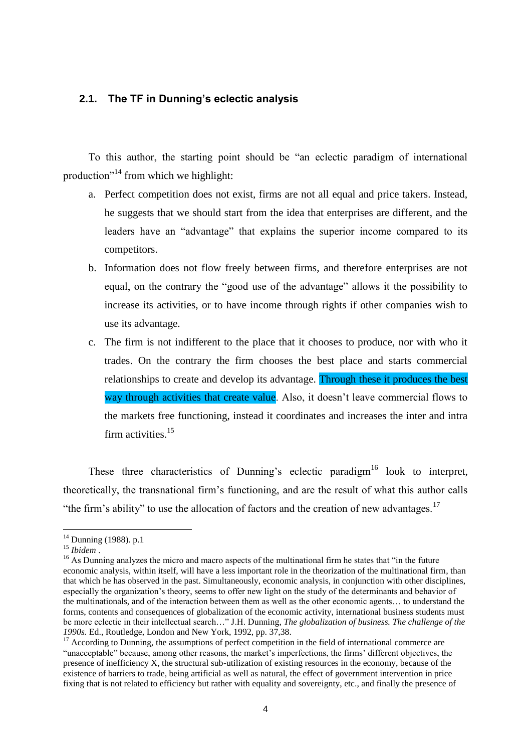### 2.1. The TF in Dunning's eclectic analysis

To this author, the starting point should be "an eclectic paradigm of international production"[14] from which we highlight:

a. Perfect competition does not exist, firms are not all equal and price takers. Instead, he suggests that we should start from the idea that enterprises are different, and the leaders have an "advantage" that explains the superior income compared to its competitors.

b. Information does not flow freely between firms, and therefore enterprises are not equal, on the contrary the "good use of the advantage" allows it the possibility to increase its activities, or to have income through rights if other companies wish to use its advantage.

c. The firm is not indifferent to the place that it chooses to produce, nor with who it trades. On the contrary the firm chooses the best place and starts commercial relationships to create and develop its advantage. Through these it produces the best way through activities that create value. Also, it doesn't leave commercial flows to the markets free functioning, instead it coordinates and increases the inter and intra firm activities.[15]

These three characteristics of Dunning's eclectic paradigm[16] look to interpret, theoretically, the transnational firm's functioning, and are the result of what this author calls "the firm's ability" to use the allocation of factors and the creation of new advantages.[17]

---

[14] Dunning (1988). p.1

[15] *Ibidem* .

[16] As Dunning analyzes the micro and macro aspects of the multinational firm he states that "in the future economic analysis, within itself, will have a less important role in the theorization of the multinational firm, than that which he has observed in the past. Simultaneously, economic analysis, in conjunction with other disciplines, especially the organization's theory, seems to offer new light on the study of the determinants and behavior of the multinationals, and of the interaction between them as well as the other economic agents… to understand the forms, contents and consequences of globalization of the economic activity, international business students must be more eclectic in their intellectual search…" J.H. Dunning, *The globalization of business. The challenge of the 1990s.* Ed., Routledge, London and New York, 1992, pp. 37,38.

[17] According to Dunning, the assumptions of perfect competition in the field of international commerce are "unacceptable" because, among other reasons, the market's imperfections, the firms' different objectives, the presence of inefficiency X, the structural sub-utilization of existing resources in the economy, because of the existence of barriers to trade, being artificial as well as natural, the effect of government intervention in price fixing that is not related to efficiency but rather with equality and sovereignty, etc., and finally the presence of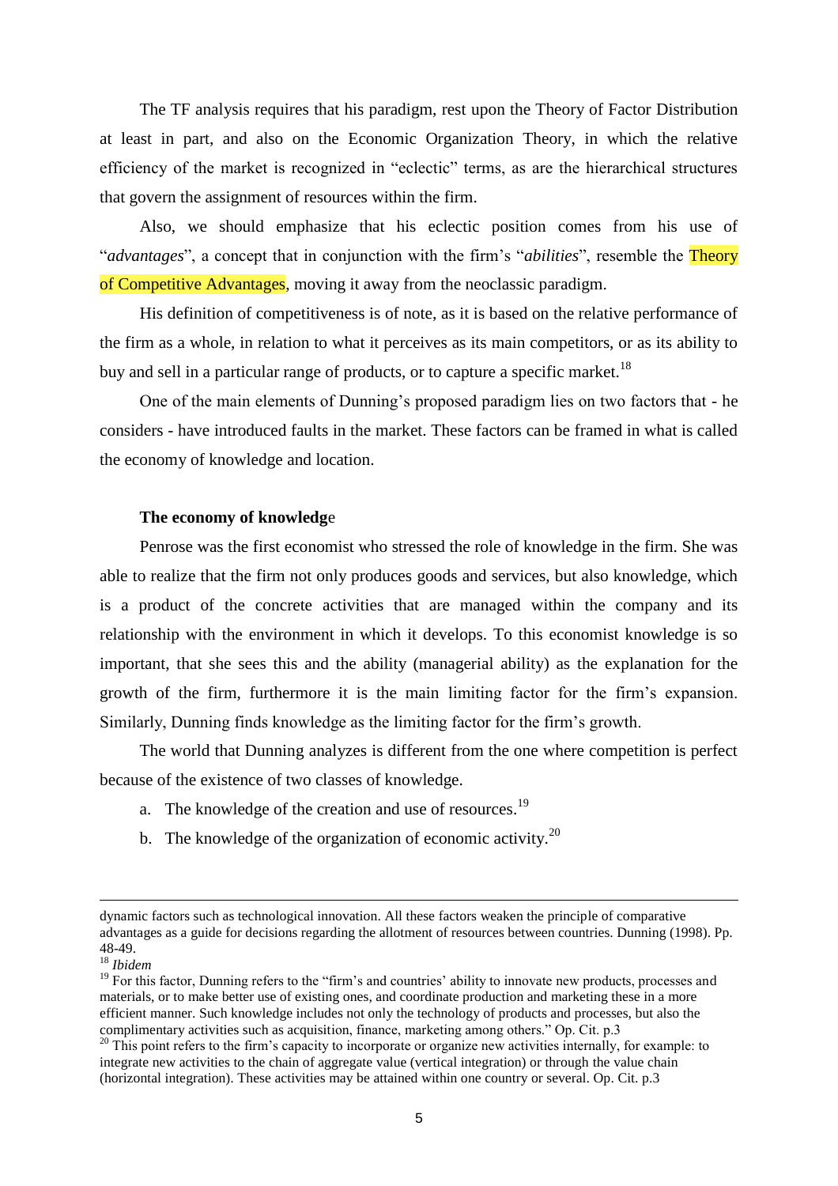The TF analysis requires that his paradigm, rest upon the Theory of Factor Distribution at least in part, and also on the Economic Organization Theory, in which the relative efficiency of the market is recognized in "eclectic" terms, as are the hierarchical structures that govern the assignment of resources within the firm.

Also, we should emphasize that his eclectic position comes from his use of "*advantages*", a concept that in conjunction with the firm's "*abilities*", resemble the Theory of Competitive Advantages, moving it away from the neoclassic paradigm.

His definition of competitiveness is of note, as it is based on the relative performance of the firm as a whole, in relation to what it perceives as its main competitors, or as its ability to buy and sell in a particular range of products, or to capture a specific market.[18]

One of the main elements of Dunning's proposed paradigm lies on two factors that - he considers - have introduced faults in the market. These factors can be framed in what is called the economy of knowledge and location.

**The economy of knowledge**

Penrose was the first economist who stressed the role of knowledge in the firm. She was able to realize that the firm not only produces goods and services, but also knowledge, which is a product of the concrete activities that are managed within the company and its relationship with the environment in which it develops. To this economist knowledge is so important, that she sees this and the ability (managerial ability) as the explanation for the growth of the firm, furthermore it is the main limiting factor for the firm's expansion. Similarly, Dunning finds knowledge as the limiting factor for the firm's growth.

The world that Dunning analyzes is different from the one where competition is perfect because of the existence of two classes of knowledge.

a. The knowledge of the creation and use of resources.[19]
b. The knowledge of the organization of economic activity.[20]

---

dynamic factors such as technological innovation. All these factors weaken the principle of comparative advantages as a guide for decisions regarding the allotment of resources between countries. Dunning (1998). Pp. 48-49.

[18] *Ibidem*

[19] For this factor, Dunning refers to the "firm's and countries' ability to innovate new products, processes and materials, or to make better use of existing ones, and coordinate production and marketing these in a more efficient manner. Such knowledge includes not only the technology of products and processes, but also the complimentary activities such as acquisition, finance, marketing among others." Op. Cit. p.3

[20] This point refers to the firm's capacity to incorporate or organize new activities internally, for example: to integrate new activities to the chain of aggregate value (vertical integration) or through the value chain (horizontal integration). These activities may be attained within one country or several. Op. Cit. p.3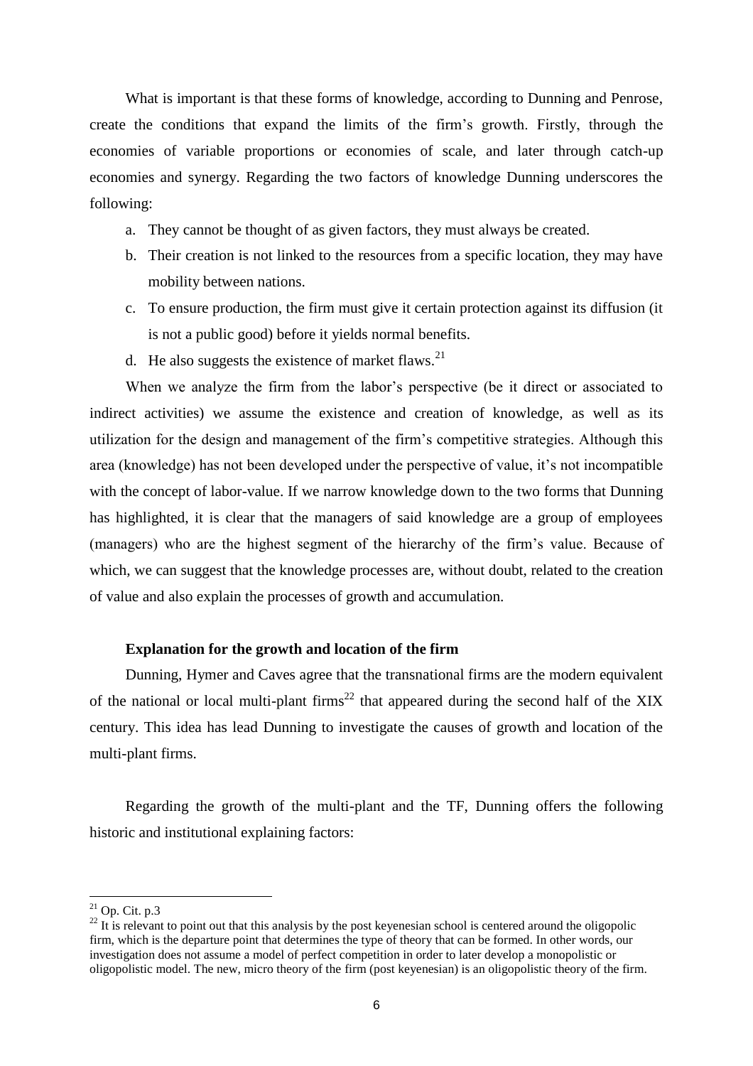What is important is that these forms of knowledge, according to Dunning and Penrose, create the conditions that expand the limits of the firm's growth. Firstly, through the economies of variable proportions or economies of scale, and later through catch-up economies and synergy. Regarding the two factors of knowledge Dunning underscores the following:

a. They cannot be thought of as given factors, they must always be created.
b. Their creation is not linked to the resources from a specific location, they may have mobility between nations.
c. To ensure production, the firm must give it certain protection against its diffusion (it is not a public good) before it yields normal benefits.
d. He also suggests the existence of market flaws.[21]

When we analyze the firm from the labor's perspective (be it direct or associated to indirect activities) we assume the existence and creation of knowledge, as well as its utilization for the design and management of the firm's competitive strategies. Although this area (knowledge) has not been developed under the perspective of value, it's not incompatible with the concept of labor-value. If we narrow knowledge down to the two forms that Dunning has highlighted, it is clear that the managers of said knowledge are a group of employees (managers) who are the highest segment of the hierarchy of the firm's value. Because of which, we can suggest that the knowledge processes are, without doubt, related to the creation of value and also explain the processes of growth and accumulation.

**Explanation for the growth and location of the firm**

Dunning, Hymer and Caves agree that the transnational firms are the modern equivalent of the national or local multi-plant firms[22] that appeared during the second half of the XIX century. This idea has lead Dunning to investigate the causes of growth and location of the multi-plant firms.

Regarding the growth of the multi-plant and the TF, Dunning offers the following historic and institutional explaining factors:

---

[21] Op. Cit. p.3

[22] It is relevant to point out that this analysis by the post keyenesian school is centered around the oligopolic firm, which is the departure point that determines the type of theory that can be formed. In other words, our investigation does not assume a model of perfect competition in order to later develop a monopolistic or oligopolistic model. The new, micro theory of the firm (post keyenesian) is an oligopolistic theory of the firm.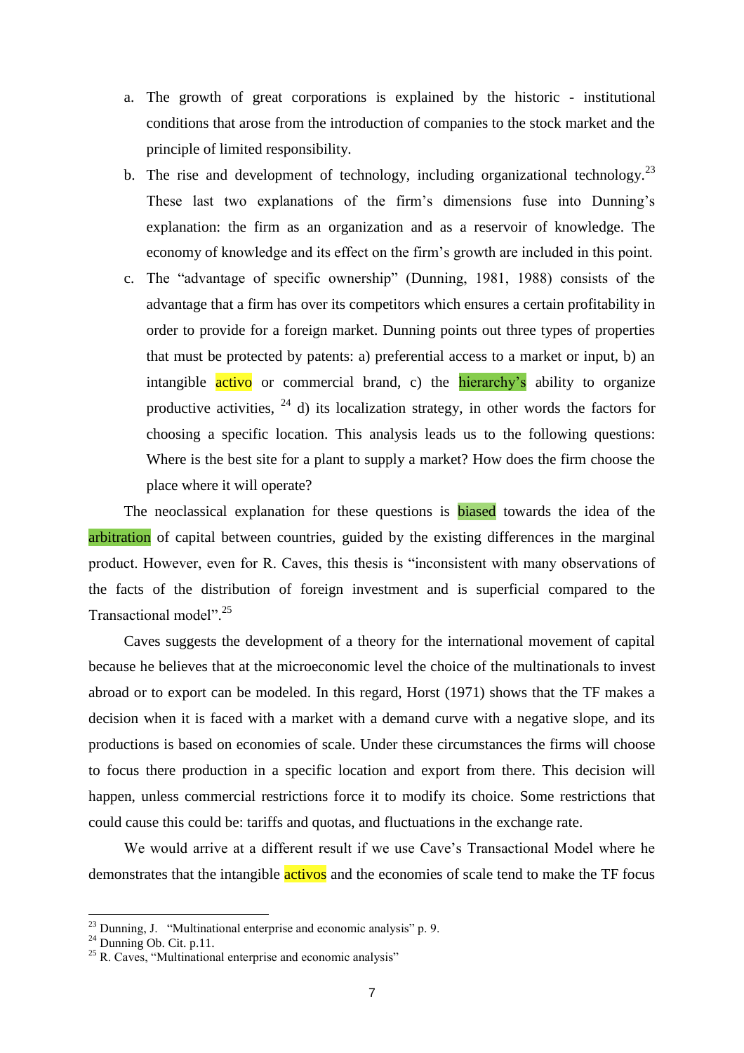a. The growth of great corporations is explained by the historic - institutional conditions that arose from the introduction of companies to the stock market and the principle of limited responsibility.

b. The rise and development of technology, including organizational technology.[23] These last two explanations of the firm's dimensions fuse into Dunning's explanation: the firm as an organization and as a reservoir of knowledge. The economy of knowledge and its effect on the firm's growth are included in this point.

c. The "advantage of specific ownership" (Dunning, 1981, 1988) consists of the advantage that a firm has over its competitors which ensures a certain profitability in order to provide for a foreign market. Dunning points out three types of properties that must be protected by patents: a) preferential access to a market or input, b) an intangible activo or commercial brand, c) the hierarchy's ability to organize productive activities, [24] d) its localization strategy, in other words the factors for choosing a specific location. This analysis leads us to the following questions: Where is the best site for a plant to supply a market? How does the firm choose the place where it will operate?

The neoclassical explanation for these questions is biased towards the idea of the arbitration of capital between countries, guided by the existing differences in the marginal product. However, even for R. Caves, this thesis is "inconsistent with many observations of the facts of the distribution of foreign investment and is superficial compared to the Transactional model".[25]

Caves suggests the development of a theory for the international movement of capital because he believes that at the microeconomic level the choice of the multinationals to invest abroad or to export can be modeled. In this regard, Horst (1971) shows that the TF makes a decision when it is faced with a market with a demand curve with a negative slope, and its productions is based on economies of scale. Under these circumstances the firms will choose to focus there production in a specific location and export from there. This decision will happen, unless commercial restrictions force it to modify its choice. Some restrictions that could cause this could be: tariffs and quotas, and fluctuations in the exchange rate.

We would arrive at a different result if we use Cave's Transactional Model where he demonstrates that the intangible activos and the economies of scale tend to make the TF focus

---

[23] Dunning, J. "Multinational enterprise and economic analysis" p. 9.

[24] Dunning Ob. Cit. p.11.

[25] R. Caves, "Multinational enterprise and economic analysis"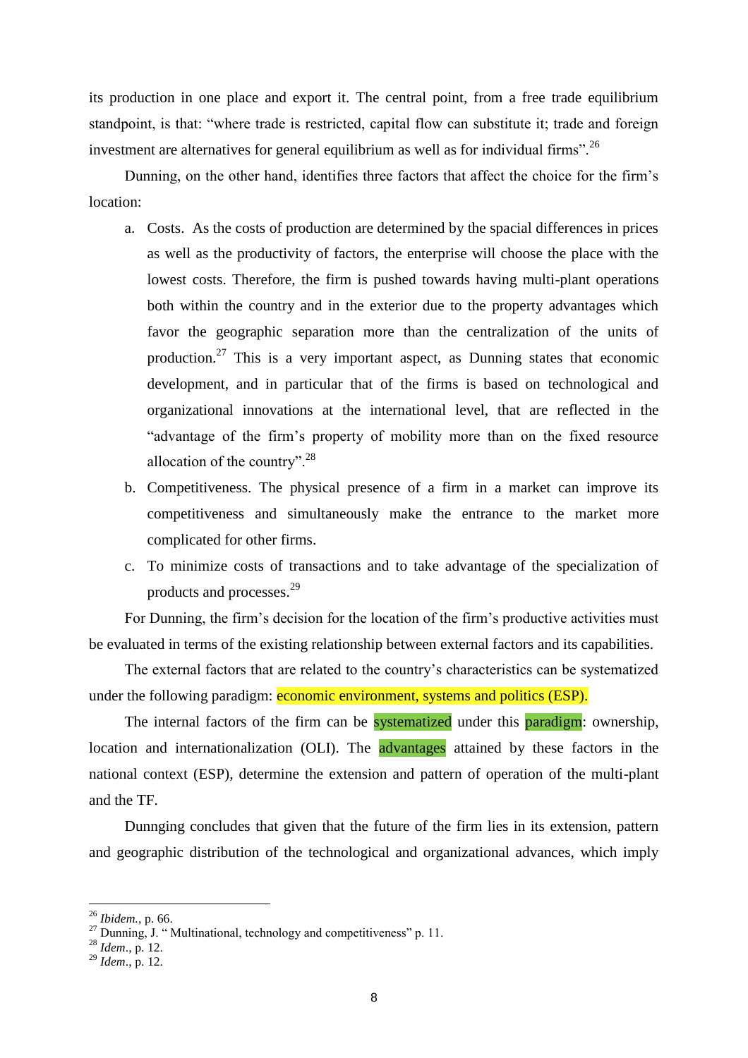its production in one place and export it. The central point, from a free trade equilibrium standpoint, is that: "where trade is restricted, capital flow can substitute it; trade and foreign investment are alternatives for general equilibrium as well as for individual firms".[26]

Dunning, on the other hand, identifies three factors that affect the choice for the firm's location:

a. Costs. As the costs of production are determined by the spacial differences in prices as well as the productivity of factors, the enterprise will choose the place with the lowest costs. Therefore, the firm is pushed towards having multi-plant operations both within the country and in the exterior due to the property advantages which favor the geographic separation more than the centralization of the units of production.[27] This is a very important aspect, as Dunning states that economic development, and in particular that of the firms is based on technological and organizational innovations at the international level, that are reflected in the "advantage of the firm's property of mobility more than on the fixed resource allocation of the country".[28]
b. Competitiveness. The physical presence of a firm in a market can improve its competitiveness and simultaneously make the entrance to the market more complicated for other firms.
c. To minimize costs of transactions and to take advantage of the specialization of products and processes.[29]

For Dunning, the firm's decision for the location of the firm's productive activities must be evaluated in terms of the existing relationship between external factors and its capabilities.

The external factors that are related to the country's characteristics can be systematized under the following paradigm: economic environment, systems and politics (ESP).

The internal factors of the firm can be systematized under this paradigm: ownership, location and internationalization (OLI). The advantages attained by these factors in the national context (ESP), determine the extension and pattern of operation of the multi-plant and the TF.

Dunnging concludes that given that the future of the firm lies in its extension, pattern and geographic distribution of the technological and organizational advances, which imply

---

[26] *Ibidem.*, p. 66.
[27] Dunning, J. " Multinational, technology and competitiveness" p. 11.
[28] *Idem*., p. 12.
[29] *Idem*., p. 12.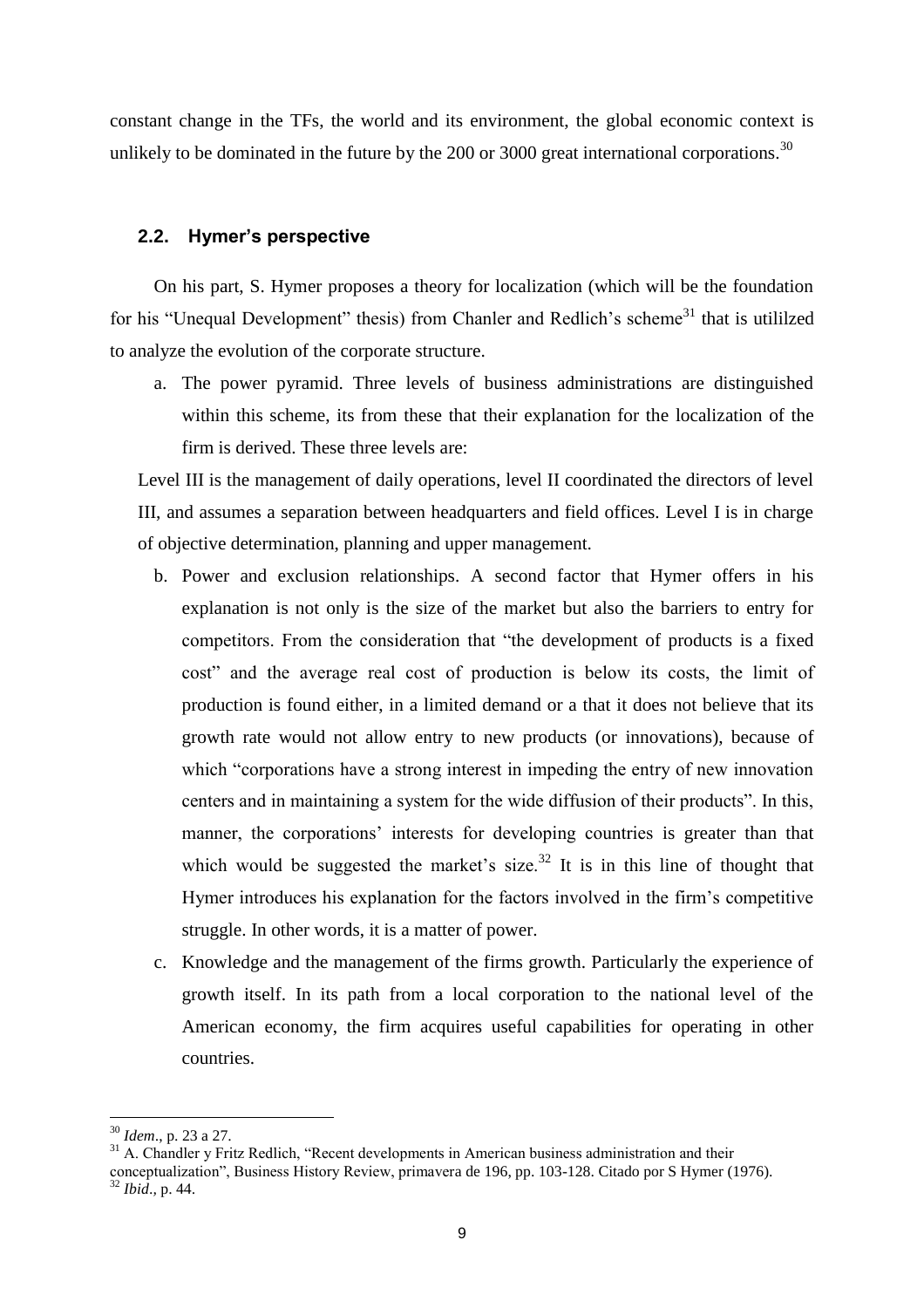constant change in the TFs, the world and its environment, the global economic context is unlikely to be dominated in the future by the 200 or 3000 great international corporations.[30]

### 2.2. Hymer's perspective

On his part, S. Hymer proposes a theory for localization (which will be the foundation for his "Unequal Development" thesis) from Chanler and Redlich's scheme[31] that is utililzed to analyze the evolution of the corporate structure.

a. The power pyramid. Three levels of business administrations are distinguished within this scheme, its from these that their explanation for the localization of the firm is derived. These three levels are:

Level III is the management of daily operations, level II coordinated the directors of level III, and assumes a separation between headquarters and field offices. Level I is in charge of objective determination, planning and upper management.

b. Power and exclusion relationships. A second factor that Hymer offers in his explanation is not only is the size of the market but also the barriers to entry for competitors. From the consideration that "the development of products is a fixed cost" and the average real cost of production is below its costs, the limit of production is found either, in a limited demand or a that it does not believe that its growth rate would not allow entry to new products (or innovations), because of which "corporations have a strong interest in impeding the entry of new innovation centers and in maintaining a system for the wide diffusion of their products". In this, manner, the corporations' interests for developing countries is greater than that which would be suggested the market's size.[32] It is in this line of thought that Hymer introduces his explanation for the factors involved in the firm's competitive struggle. In other words, it is a matter of power.

c. Knowledge and the management of the firms growth. Particularly the experience of growth itself. In its path from a local corporation to the national level of the American economy, the firm acquires useful capabilities for operating in other countries.

---

[30] *Idem*., p. 23 a 27.

[31] A. Chandler y Fritz Redlich, "Recent developments in American business administration and their conceptualization", Business History Review, primavera de 196, pp. 103-128. Citado por S Hymer (1976).

[32] *Ibid*., p. 44.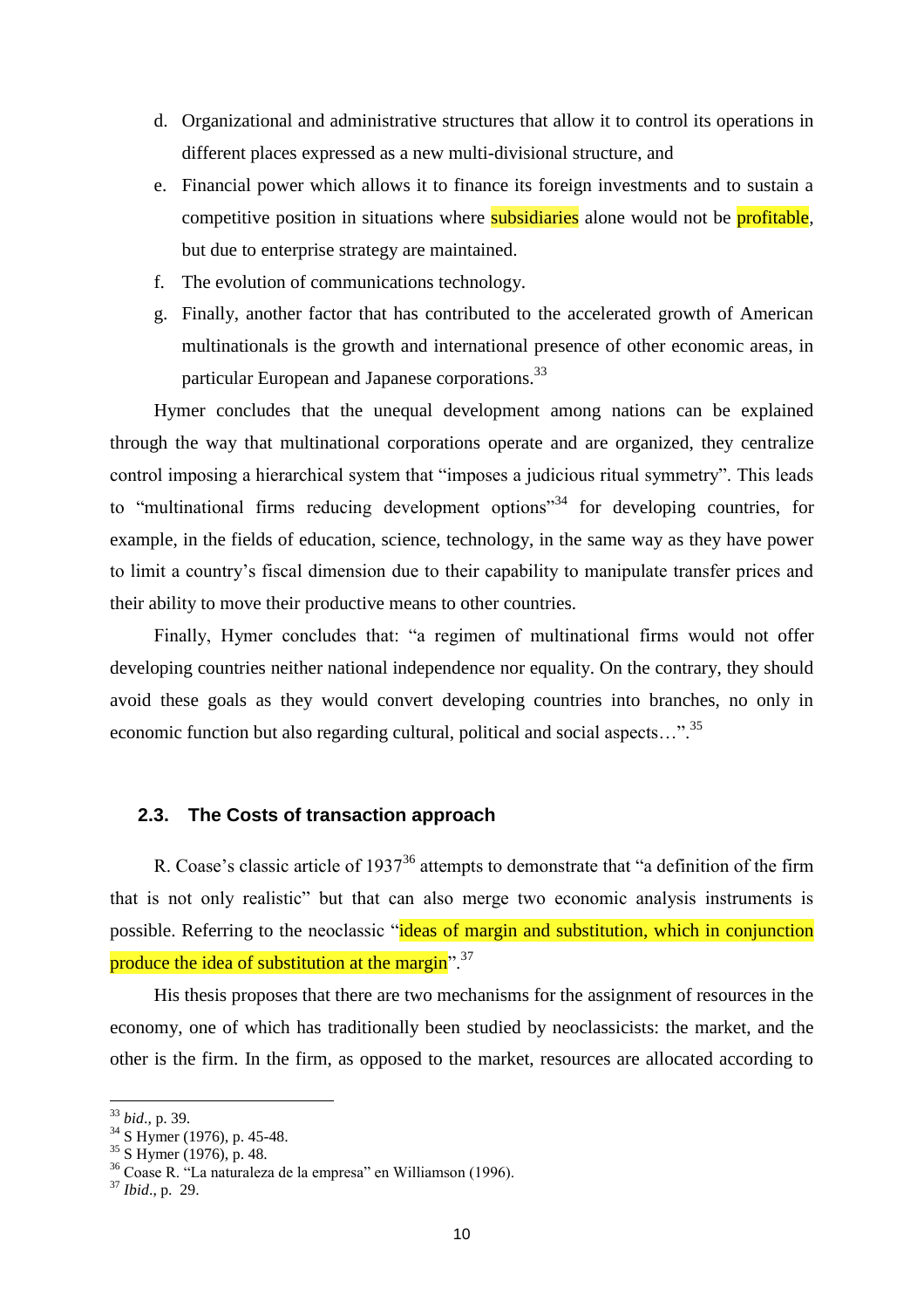d. Organizational and administrative structures that allow it to control its operations in different places expressed as a new multi-divisional structure, and
e. Financial power which allows it to finance its foreign investments and to sustain a competitive position in situations where subsidiaries alone would not be profitable, but due to enterprise strategy are maintained.
f. The evolution of communications technology.
g. Finally, another factor that has contributed to the accelerated growth of American multinationals is the growth and international presence of other economic areas, in particular European and Japanese corporations.[33]

Hymer concludes that the unequal development among nations can be explained through the way that multinational corporations operate and are organized, they centralize control imposing a hierarchical system that "imposes a judicious ritual symmetry". This leads to "multinational firms reducing development options"[34] for developing countries, for example, in the fields of education, science, technology, in the same way as they have power to limit a country's fiscal dimension due to their capability to manipulate transfer prices and their ability to move their productive means to other countries.

Finally, Hymer concludes that: "a regimen of multinational firms would not offer developing countries neither national independence nor equality. On the contrary, they should avoid these goals as they would convert developing countries into branches, no only in economic function but also regarding cultural, political and social aspects…".[35]

### 2.3. The Costs of transaction approach

R. Coase's classic article of 1937[36] attempts to demonstrate that "a definition of the firm that is not only realistic" but that can also merge two economic analysis instruments is possible. Referring to the neoclassic "ideas of margin and substitution, which in conjunction produce the idea of substitution at the margin".[37]

His thesis proposes that there are two mechanisms for the assignment of resources in the economy, one of which has traditionally been studied by neoclassicists: the market, and the other is the firm. In the firm, as opposed to the market, resources are allocated according to

---

[33] *bid*., p. 39.
[34] S Hymer (1976), p. 45-48.
[35] S Hymer (1976), p. 48.
[36] Coase R. "La naturaleza de la empresa" en Williamson (1996).
[37] *Ibid*., p. 29.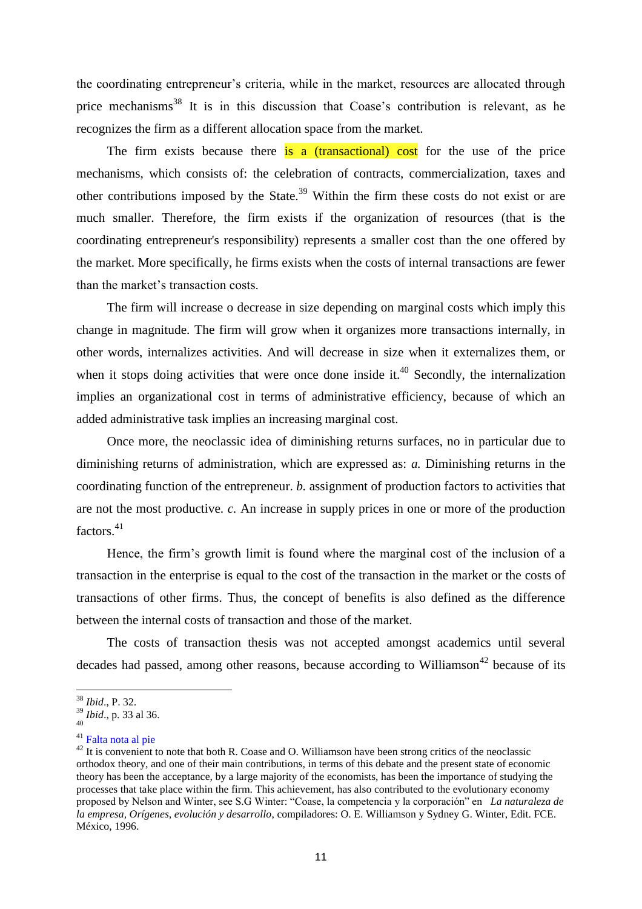the coordinating entrepreneur's criteria, while in the market, resources are allocated through price mechanisms[38] It is in this discussion that Coase's contribution is relevant, as he recognizes the firm as a different allocation space from the market.

The firm exists because there is a (transactional) cost for the use of the price mechanisms, which consists of: the celebration of contracts, commercialization, taxes and other contributions imposed by the State.[39] Within the firm these costs do not exist or are much smaller. Therefore, the firm exists if the organization of resources (that is the coordinating entrepreneur's responsibility) represents a smaller cost than the one offered by the market. More specifically, he firms exists when the costs of internal transactions are fewer than the market's transaction costs.

The firm will increase o decrease in size depending on marginal costs which imply this change in magnitude. The firm will grow when it organizes more transactions internally, in other words, internalizes activities. And will decrease in size when it externalizes them, or when it stops doing activities that were once done inside it.[40] Secondly, the internalization implies an organizational cost in terms of administrative efficiency, because of which an added administrative task implies an increasing marginal cost.

Once more, the neoclassic idea of diminishing returns surfaces, no in particular due to diminishing returns of administration, which are expressed as: *a.* Diminishing returns in the coordinating function of the entrepreneur. *b.* assignment of production factors to activities that are not the most productive. *c.* An increase in supply prices in one or more of the production factors.[41]

Hence, the firm's growth limit is found where the marginal cost of the inclusion of a transaction in the enterprise is equal to the cost of the transaction in the market or the costs of transactions of other firms. Thus, the concept of benefits is also defined as the difference between the internal costs of transaction and those of the market.

The costs of transaction thesis was not accepted amongst academics until several decades had passed, among other reasons, because according to Williamson[42] because of its

---

[38] *Ibid*., P. 32.

[39] *Ibid*., p. 33 al 36.

[40]

[41] Falta nota al pie

[42] It is convenient to note that both R. Coase and O. Williamson have been strong critics of the neoclassic orthodox theory, and one of their main contributions, in terms of this debate and the present state of economic theory has been the acceptance, by a large majority of the economists, has been the importance of studying the processes that take place within the firm. This achievement, has also contributed to the evolutionary economy proposed by Nelson and Winter, see S.G Winter: "Coase, la competencia y la corporación" en *La naturaleza de la empresa, Orígenes, evolución y desarrollo*, compiladores: O. E. Williamson y Sydney G. Winter, Edit. FCE. México, 1996.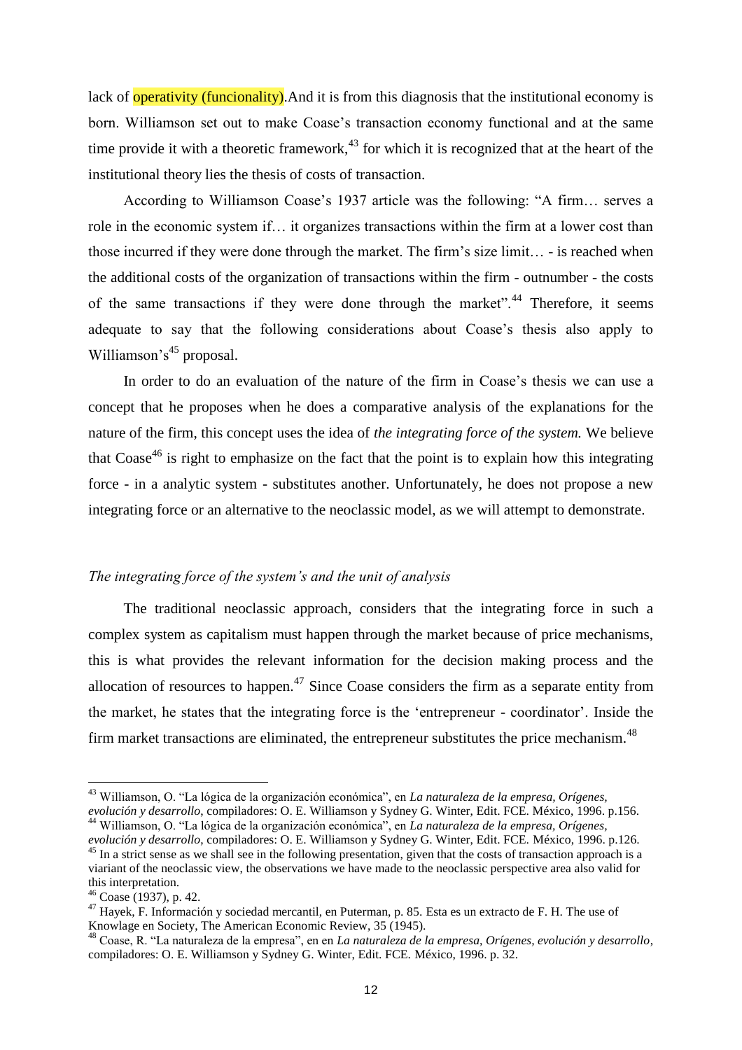lack of operativity (funcionality).And it is from this diagnosis that the institutional economy is born. Williamson set out to make Coase's transaction economy functional and at the same time provide it with a theoretic framework,[43] for which it is recognized that at the heart of the institutional theory lies the thesis of costs of transaction.

According to Williamson Coase's 1937 article was the following: "A firm… serves a role in the economic system if… it organizes transactions within the firm at a lower cost than those incurred if they were done through the market. The firm's size limit… - is reached when the additional costs of the organization of transactions within the firm - outnumber - the costs of the same transactions if they were done through the market".[44] Therefore, it seems adequate to say that the following considerations about Coase's thesis also apply to Williamson's[45] proposal.

In order to do an evaluation of the nature of the firm in Coase's thesis we can use a concept that he proposes when he does a comparative analysis of the explanations for the nature of the firm, this concept uses the idea of *the integrating force of the system.* We believe that Coase[46] is right to emphasize on the fact that the point is to explain how this integrating force - in a analytic system - substitutes another. Unfortunately, he does not propose a new integrating force or an alternative to the neoclassic model, as we will attempt to demonstrate.

### *The integrating force of the system's and the unit of analysis*

The traditional neoclassic approach, considers that the integrating force in such a complex system as capitalism must happen through the market because of price mechanisms, this is what provides the relevant information for the decision making process and the allocation of resources to happen.[47] Since Coase considers the firm as a separate entity from the market, he states that the integrating force is the 'entrepreneur - coordinator'. Inside the firm market transactions are eliminated, the entrepreneur substitutes the price mechanism.[48]

---

[43] Williamson, O. "La lógica de la organización económica", en *La naturaleza de la empresa, Orígenes, evolución y desarrollo*, compiladores: O. E. Williamson y Sydney G. Winter, Edit. FCE. México, 1996. p.156.

[44] Williamson, O. "La lógica de la organización económica", en *La naturaleza de la empresa, Orígenes, evolución y desarrollo*, compiladores: O. E. Williamson y Sydney G. Winter, Edit. FCE. México, 1996. p.126.

[45] In a strict sense as we shall see in the following presentation, given that the costs of transaction approach is a viariant of the neoclassic view, the observations we have made to the neoclassic perspective area also valid for this interpretation.

[46] Coase (1937), p. 42.

[47] Hayek, F. Información y sociedad mercantil, en Puterman, p. 85. Esta es un extracto de F. H. The use of Knowlage en Society, The American Economic Review, 35 (1945).

[48] Coase, R. "La naturaleza de la empresa", en en *La naturaleza de la empresa, Orígenes, evolución y desarrollo*, compiladores: O. E. Williamson y Sydney G. Winter, Edit. FCE. México, 1996. p. 32.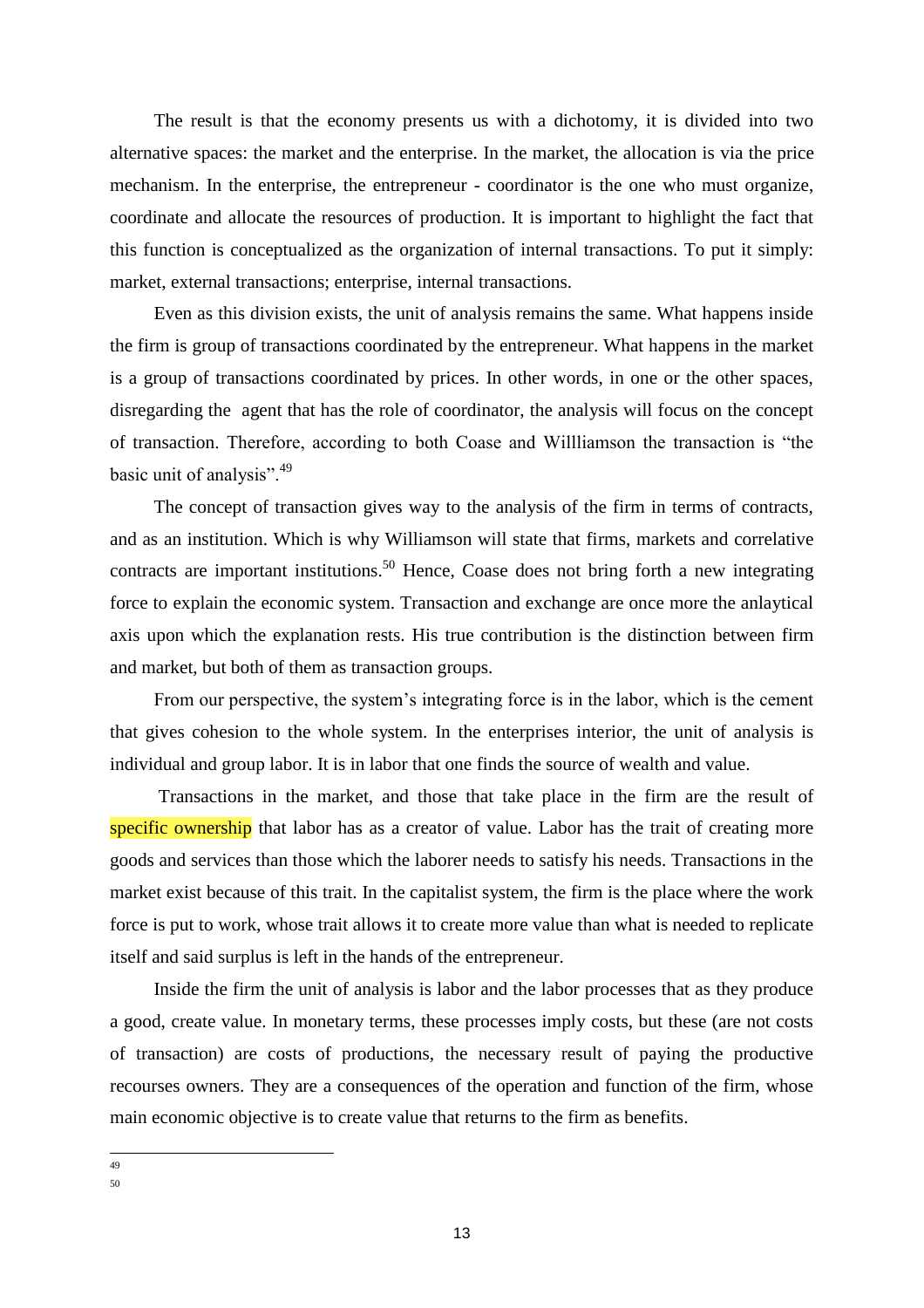The result is that the economy presents us with a dichotomy, it is divided into two alternative spaces: the market and the enterprise. In the market, the allocation is via the price mechanism. In the enterprise, the entrepreneur - coordinator is the one who must organize, coordinate and allocate the resources of production. It is important to highlight the fact that this function is conceptualized as the organization of internal transactions. To put it simply: market, external transactions; enterprise, internal transactions.

Even as this division exists, the unit of analysis remains the same. What happens inside the firm is group of transactions coordinated by the entrepreneur. What happens in the market is a group of transactions coordinated by prices. In other words, in one or the other spaces, disregarding the agent that has the role of coordinator, the analysis will focus on the concept of transaction. Therefore, according to both Coase and Willliamson the transaction is "the basic unit of analysis".[49]

The concept of transaction gives way to the analysis of the firm in terms of contracts, and as an institution. Which is why Williamson will state that firms, markets and correlative contracts are important institutions.[50] Hence, Coase does not bring forth a new integrating force to explain the economic system. Transaction and exchange are once more the anlaytical axis upon which the explanation rests. His true contribution is the distinction between firm and market, but both of them as transaction groups.

From our perspective, the system's integrating force is in the labor, which is the cement that gives cohesion to the whole system. In the enterprises interior, the unit of analysis is individual and group labor. It is in labor that one finds the source of wealth and value.

Transactions in the market, and those that take place in the firm are the result of specific ownership that labor has as a creator of value. Labor has the trait of creating more goods and services than those which the laborer needs to satisfy his needs. Transactions in the market exist because of this trait. In the capitalist system, the firm is the place where the work force is put to work, whose trait allows it to create more value than what is needed to replicate itself and said surplus is left in the hands of the entrepreneur.

Inside the firm the unit of analysis is labor and the labor processes that as they produce a good, create value. In monetary terms, these processes imply costs, but these (are not costs of transaction) are costs of productions, the necessary result of paying the productive recourses owners. They are a consequences of the operation and function of the firm, whose main economic objective is to create value that returns to the firm as benefits.

---

[49]

[50]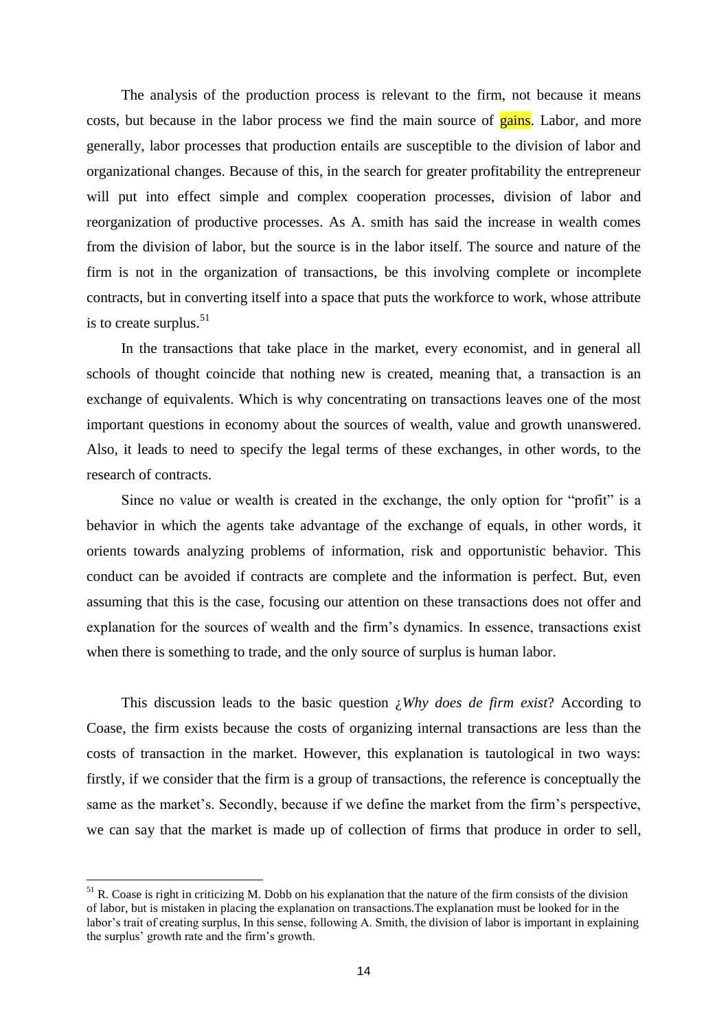The analysis of the production process is relevant to the firm, not because it means costs, but because in the labor process we find the main source of gains. Labor, and more generally, labor processes that production entails are susceptible to the division of labor and organizational changes. Because of this, in the search for greater profitability the entrepreneur will put into effect simple and complex cooperation processes, division of labor and reorganization of productive processes. As A. smith has said the increase in wealth comes from the division of labor, but the source is in the labor itself. The source and nature of the firm is not in the organization of transactions, be this involving complete or incomplete contracts, but in converting itself into a space that puts the workforce to work, whose attribute is to create surplus.[51]

In the transactions that take place in the market, every economist, and in general all schools of thought coincide that nothing new is created, meaning that, a transaction is an exchange of equivalents. Which is why concentrating on transactions leaves one of the most important questions in economy about the sources of wealth, value and growth unanswered. Also, it leads to need to specify the legal terms of these exchanges, in other words, to the research of contracts.

Since no value or wealth is created in the exchange, the only option for "profit" is a behavior in which the agents take advantage of the exchange of equals, in other words, it orients towards analyzing problems of information, risk and opportunistic behavior. This conduct can be avoided if contracts are complete and the information is perfect. But, even assuming that this is the case, focusing our attention on these transactions does not offer and explanation for the sources of wealth and the firm's dynamics. In essence, transactions exist when there is something to trade, and the only source of surplus is human labor.

This discussion leads to the basic question *¿Why does de firm exist*? According to Coase, the firm exists because the costs of organizing internal transactions are less than the costs of transaction in the market. However, this explanation is tautological in two ways: firstly, if we consider that the firm is a group of transactions, the reference is conceptually the same as the market's. Secondly, because if we define the market from the firm's perspective, we can say that the market is made up of collection of firms that produce in order to sell,

---

[51] R. Coase is right in criticizing M. Dobb on his explanation that the nature of the firm consists of the division of labor, but is mistaken in placing the explanation on transactions.The explanation must be looked for in the labor's trait of creating surplus, In this sense, following A. Smith, the division of labor is important in explaining the surplus' growth rate and the firm's growth.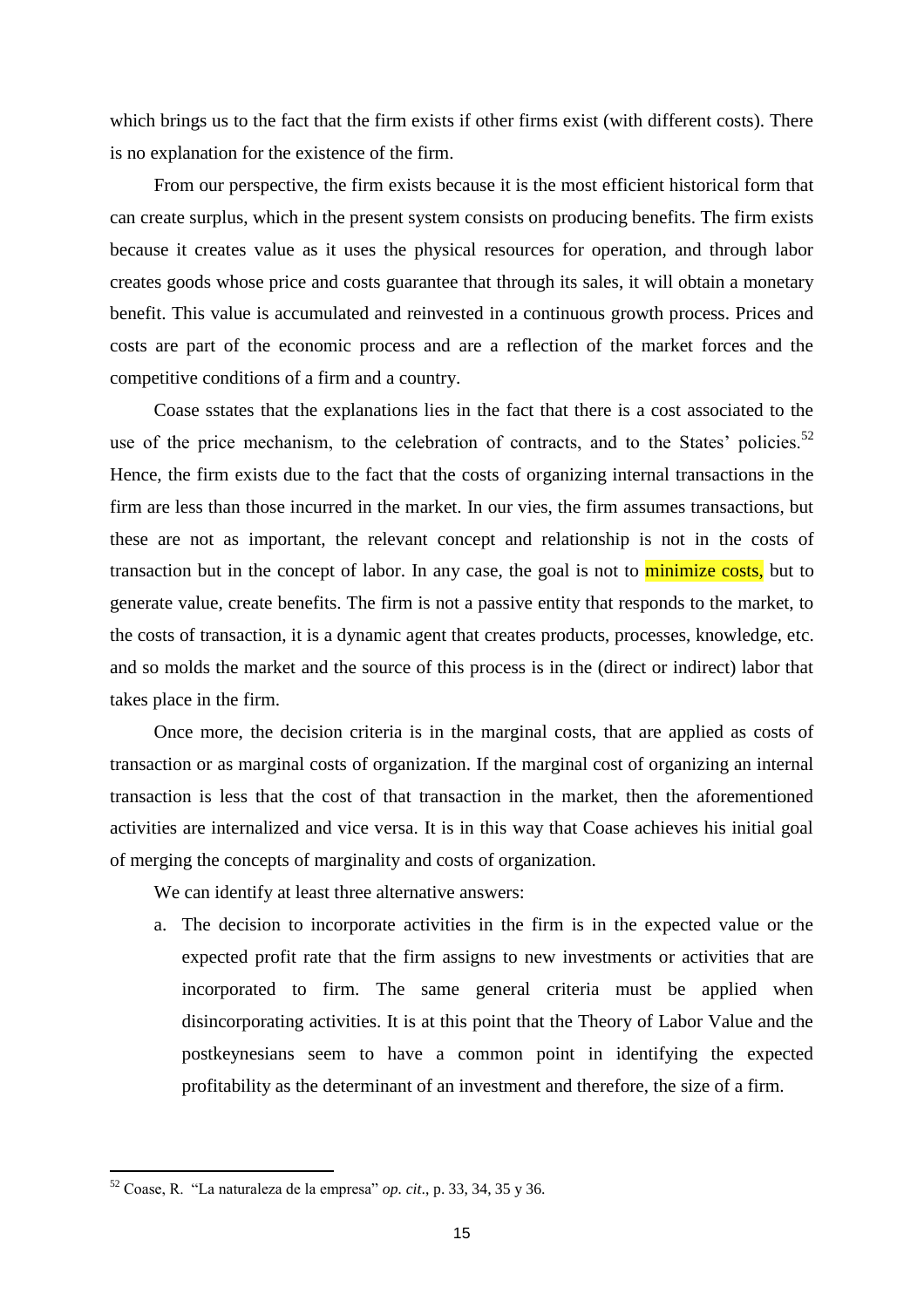which brings us to the fact that the firm exists if other firms exist (with different costs). There is no explanation for the existence of the firm.

From our perspective, the firm exists because it is the most efficient historical form that can create surplus, which in the present system consists on producing benefits. The firm exists because it creates value as it uses the physical resources for operation, and through labor creates goods whose price and costs guarantee that through its sales, it will obtain a monetary benefit. This value is accumulated and reinvested in a continuous growth process. Prices and costs are part of the economic process and are a reflection of the market forces and the competitive conditions of a firm and a country.

Coase sstates that the explanations lies in the fact that there is a cost associated to the use of the price mechanism, to the celebration of contracts, and to the States' policies.[52] Hence, the firm exists due to the fact that the costs of organizing internal transactions in the firm are less than those incurred in the market. In our vies, the firm assumes transactions, but these are not as important, the relevant concept and relationship is not in the costs of transaction but in the concept of labor. In any case, the goal is not to minimize costs, but to generate value, create benefits. The firm is not a passive entity that responds to the market, to the costs of transaction, it is a dynamic agent that creates products, processes, knowledge, etc. and so molds the market and the source of this process is in the (direct or indirect) labor that takes place in the firm.

Once more, the decision criteria is in the marginal costs, that are applied as costs of transaction or as marginal costs of organization. If the marginal cost of organizing an internal transaction is less that the cost of that transaction in the market, then the aforementioned activities are internalized and vice versa. It is in this way that Coase achieves his initial goal of merging the concepts of marginality and costs of organization.

We can identify at least three alternative answers:

a. The decision to incorporate activities in the firm is in the expected value or the expected profit rate that the firm assigns to new investments or activities that are incorporated to firm. The same general criteria must be applied when disincorporating activities. It is at this point that the Theory of Labor Value and the postkeynesians seem to have a common point in identifying the expected profitability as the determinant of an investment and therefore, the size of a firm.

[52] Coase, R. "La naturaleza de la empresa" *op. cit*., p. 33, 34, 35 y 36.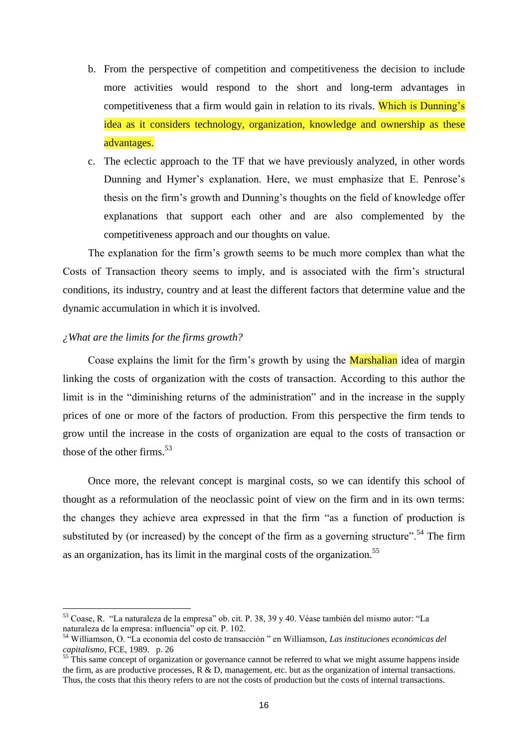b. From the perspective of competition and competitiveness the decision to include more activities would respond to the short and long-term advantages in competitiveness that a firm would gain in relation to its rivals. Which is Dunning's idea as it considers technology, organization, knowledge and ownership as these advantages.

c. The eclectic approach to the TF that we have previously analyzed, in other words Dunning and Hymer's explanation. Here, we must emphasize that E. Penrose's thesis on the firm's growth and Dunning's thoughts on the field of knowledge offer explanations that support each other and are also complemented by the competitiveness approach and our thoughts on value.

The explanation for the firm's growth seems to be much more complex than what the Costs of Transaction theory seems to imply, and is associated with the firm's structural conditions, its industry, country and at least the different factors that determine value and the dynamic accumulation in which it is involved.

*¿What are the limits for the firms growth?*

Coase explains the limit for the firm's growth by using the Marshalian idea of margin linking the costs of organization with the costs of transaction. According to this author the limit is in the "diminishing returns of the administration" and in the increase in the supply prices of one or more of the factors of production. From this perspective the firm tends to grow until the increase in the costs of organization are equal to the costs of transaction or those of the other firms.[53]

Once more, the relevant concept is marginal costs, so we can identify this school of thought as a reformulation of the neoclassic point of view on the firm and in its own terms: the changes they achieve area expressed in that the firm "as a function of production is substituted by (or increased) by the concept of the firm as a governing structure".[54] The firm as an organization, has its limit in the marginal costs of the organization.[55]

---

[53] Coase, R. "La naturaleza de la empresa" ob. cit. P. 38, 39 y 40. Véase también del mismo autor: "La naturaleza de la empresa: influencia" op cit. P. 102.

[54] Williamson, O. "La economía del costo de transacción " en Williamson, *Las instituciones económicas del capitalismo*, FCE, 1989. p. 26

[55] This same concept of organization or governance cannot be referred to what we might assume happens inside the firm, as are productive processes, R & D, management, etc. but as the organization of internal transactions. Thus, the costs that this theory refers to are not the costs of production but the costs of internal transactions.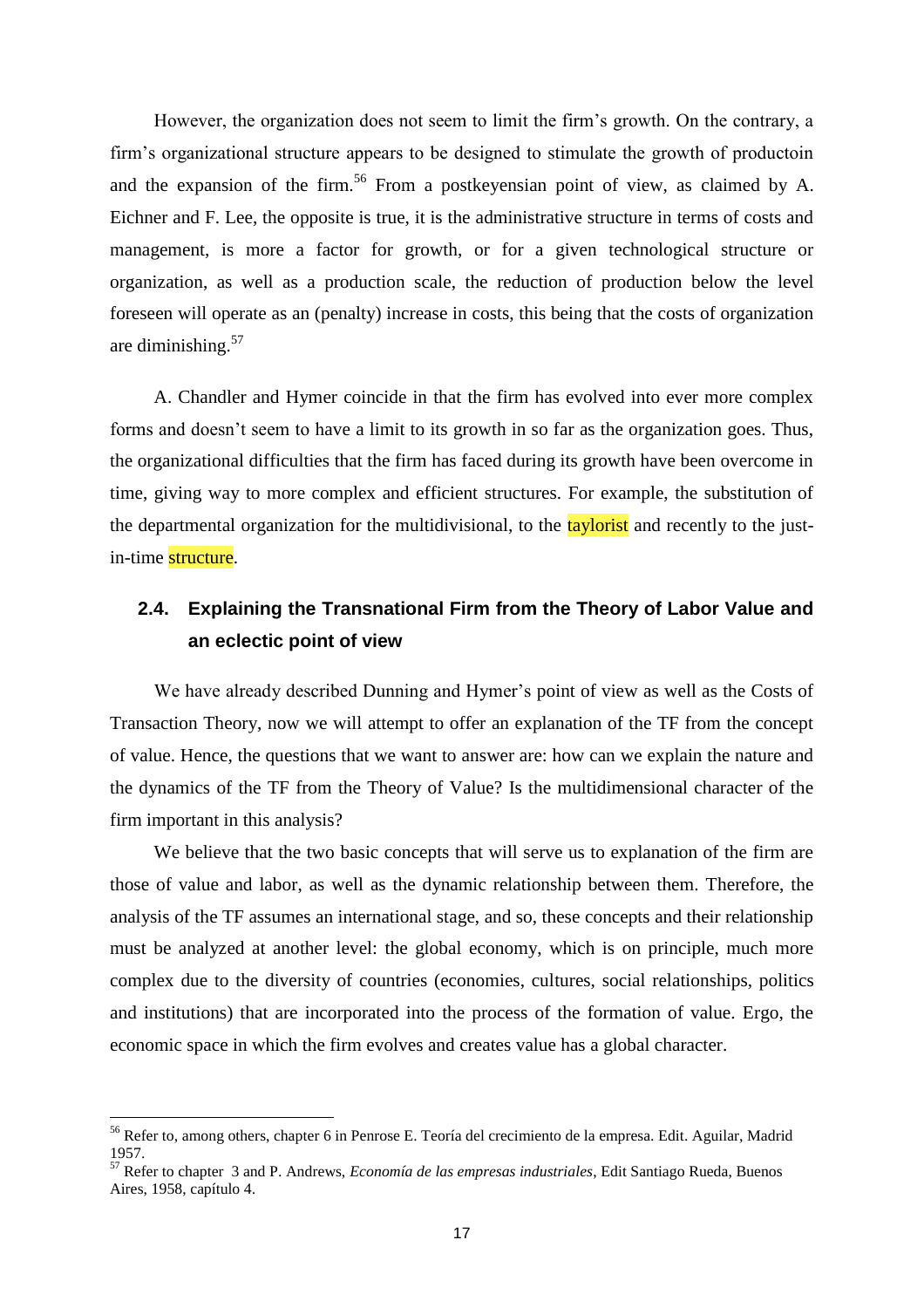However, the organization does not seem to limit the firm's growth. On the contrary, a firm's organizational structure appears to be designed to stimulate the growth of productoin and the expansion of the firm.[56] From a postkeyensian point of view, as claimed by A. Eichner and F. Lee, the opposite is true, it is the administrative structure in terms of costs and management, is more a factor for growth, or for a given technological structure or organization, as well as a production scale, the reduction of production below the level foreseen will operate as an (penalty) increase in costs, this being that the costs of organization are diminishing.[57]

A. Chandler and Hymer coincide in that the firm has evolved into ever more complex forms and doesn't seem to have a limit to its growth in so far as the organization goes. Thus, the organizational difficulties that the firm has faced during its growth have been overcome in time, giving way to more complex and efficient structures. For example, the substitution of the departmental organization for the multidivisional, to the taylorist and recently to the just-in-time structure.

## 2.4. Explaining the Transnational Firm from the Theory of Labor Value and an eclectic point of view

We have already described Dunning and Hymer's point of view as well as the Costs of Transaction Theory, now we will attempt to offer an explanation of the TF from the concept of value. Hence, the questions that we want to answer are: how can we explain the nature and the dynamics of the TF from the Theory of Value? Is the multidimensional character of the firm important in this analysis?

We believe that the two basic concepts that will serve us to explanation of the firm are those of value and labor, as well as the dynamic relationship between them. Therefore, the analysis of the TF assumes an international stage, and so, these concepts and their relationship must be analyzed at another level: the global economy, which is on principle, much more complex due to the diversity of countries (economies, cultures, social relationships, politics and institutions) that are incorporated into the process of the formation of value. Ergo, the economic space in which the firm evolves and creates value has a global character.

---

[56] Refer to, among others, chapter 6 in Penrose E. Teoría del crecimiento de la empresa. Edit. Aguilar, Madrid 1957.

[57] Refer to chapter 3 and P. Andrews, *Economía de las empresas industriales*, Edit Santiago Rueda, Buenos Aires, 1958, capítulo 4.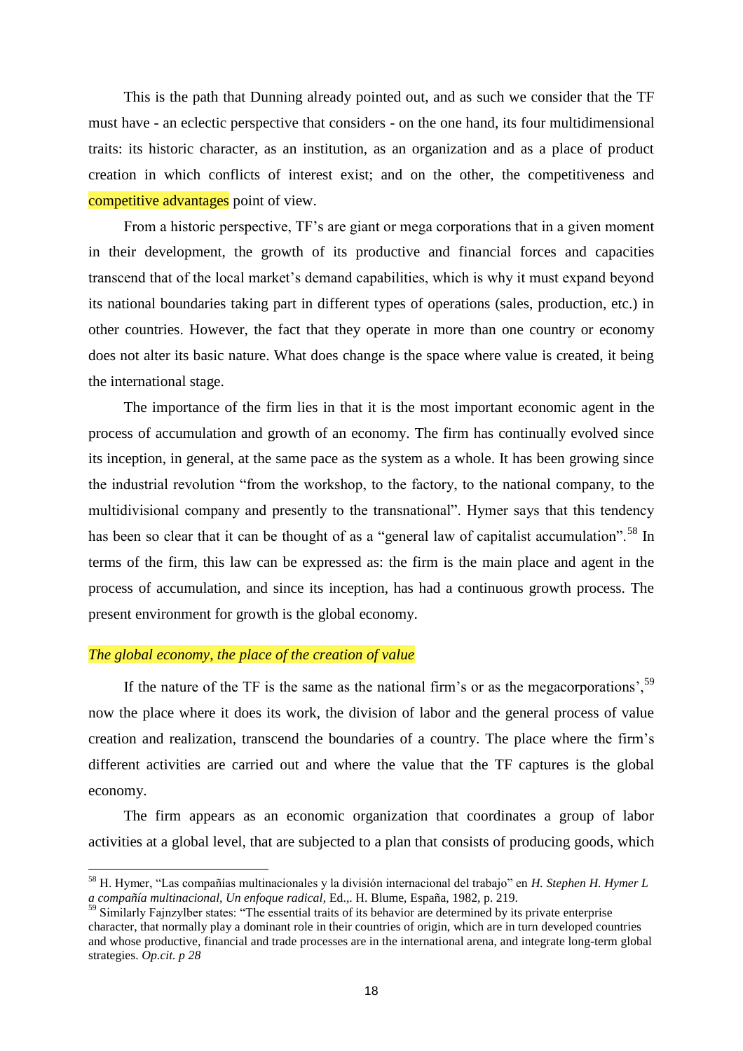This is the path that Dunning already pointed out, and as such we consider that the TF must have - an eclectic perspective that considers - on the one hand, its four multidimensional traits: its historic character, as an institution, as an organization and as a place of product creation in which conflicts of interest exist; and on the other, the competitiveness and competitive advantages point of view.

From a historic perspective, TF's are giant or mega corporations that in a given moment in their development, the growth of its productive and financial forces and capacities transcend that of the local market's demand capabilities, which is why it must expand beyond its national boundaries taking part in different types of operations (sales, production, etc.) in other countries. However, the fact that they operate in more than one country or economy does not alter its basic nature. What does change is the space where value is created, it being the international stage.

The importance of the firm lies in that it is the most important economic agent in the process of accumulation and growth of an economy. The firm has continually evolved since its inception, in general, at the same pace as the system as a whole. It has been growing since the industrial revolution "from the workshop, to the factory, to the national company, to the multidivisional company and presently to the transnational". Hymer says that this tendency has been so clear that it can be thought of as a "general law of capitalist accumulation".[58] In terms of the firm, this law can be expressed as: the firm is the main place and agent in the process of accumulation, and since its inception, has had a continuous growth process. The present environment for growth is the global economy.

### *The global economy, the place of the creation of value*

If the nature of the TF is the same as the national firm's or as the megacorporations',[59] now the place where it does its work, the division of labor and the general process of value creation and realization, transcend the boundaries of a country. The place where the firm's different activities are carried out and where the value that the TF captures is the global economy.

The firm appears as an economic organization that coordinates a group of labor activities at a global level, that are subjected to a plan that consists of producing goods, which

---

[58] H. Hymer, "Las compañías multinacionales y la división internacional del trabajo" en *H. Stephen H. Hymer L a compañía multinacional, Un enfoque radical*, Ed.,. H. Blume, España, 1982, p. 219.

[59] Similarly Fajnzylber states: "The essential traits of its behavior are determined by its private enterprise character, that normally play a dominant role in their countries of origin, which are in turn developed countries and whose productive, financial and trade processes are in the international arena, and integrate long-term global strategies. *Op.cit. p 28*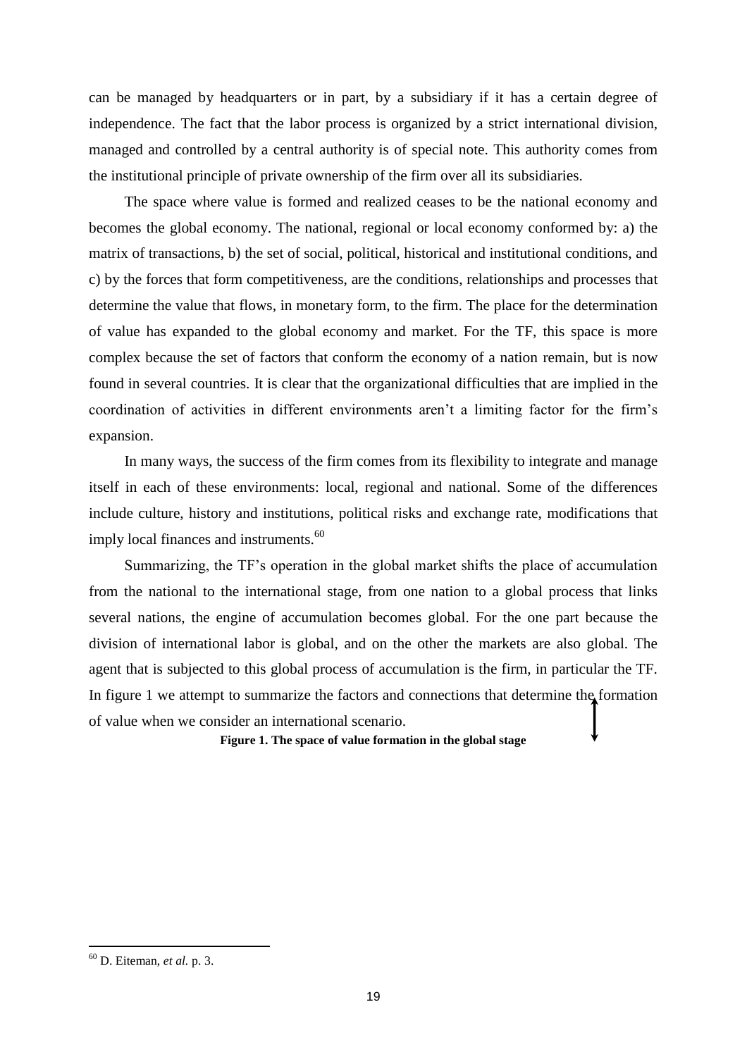can be managed by headquarters or in part, by a subsidiary if it has a certain degree of independence. The fact that the labor process is organized by a strict international division, managed and controlled by a central authority is of special note. This authority comes from the institutional principle of private ownership of the firm over all its subsidiaries.

The space where value is formed and realized ceases to be the national economy and becomes the global economy. The national, regional or local economy conformed by: a) the matrix of transactions, b) the set of social, political, historical and institutional conditions, and c) by the forces that form competitiveness, are the conditions, relationships and processes that determine the value that flows, in monetary form, to the firm. The place for the determination of value has expanded to the global economy and market. For the TF, this space is more complex because the set of factors that conform the economy of a nation remain, but is now found in several countries. It is clear that the organizational difficulties that are implied in the coordination of activities in different environments aren't a limiting factor for the firm's expansion.

In many ways, the success of the firm comes from its flexibility to integrate and manage itself in each of these environments: local, regional and national. Some of the differences include culture, history and institutions, political risks and exchange rate, modifications that imply local finances and instruments.[60]

Summarizing, the TF's operation in the global market shifts the place of accumulation from the national to the international stage, from one nation to a global process that links several nations, the engine of accumulation becomes global. For the one part because the division of international labor is global, and on the other the markets are also global. The agent that is subjected to this global process of accumulation is the firm, in particular the TF. In figure 1 we attempt to summarize the factors and connections that determine the formation of value when we consider an international scenario.

**Figure 1. The space of value formation in the global stage**

[60] D. Eiteman, *et al.* p. 3.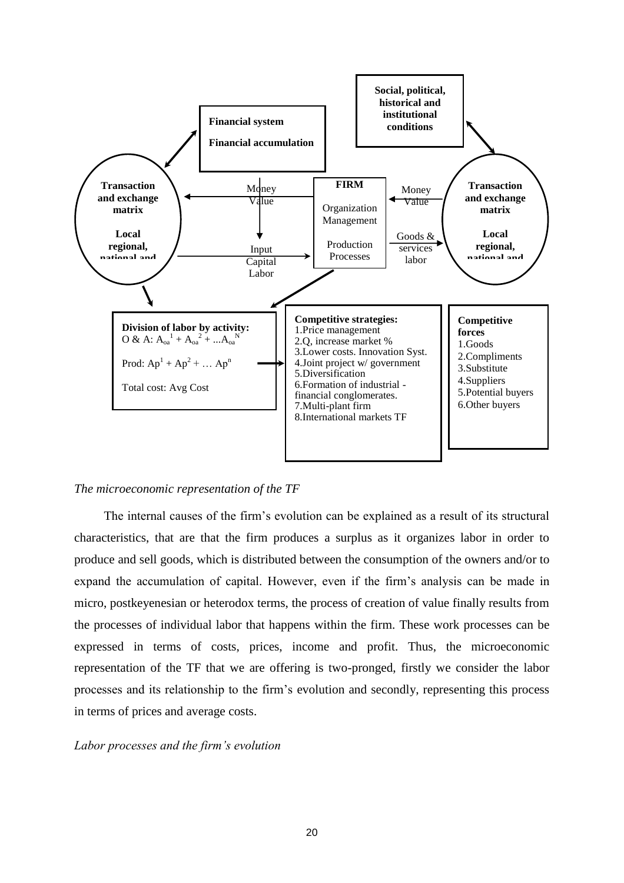Social, political, historical and institutional conditions

Financial system

Financial accumulation

Transaction and exchange matrix

Local regional, national and

FIRM

Organization Management

Production Processes

Money Value

Input Capital Labor

Money Value

Goods & services labor

Transaction and exchange matrix

Local regional, national and

**Division of labor by activity:**
O & A: $A_{oa}^{1} + A_{oa}^{2} + ...A_{oa}^{N}$

Prod: $Ap^{1} + Ap^{2} + … Ap^{n}$

Total cost: Avg Cost

**Competitive strategies:**
1. Price management
2. Q, increase market %
3. Lower costs. Innovation Syst.
4. Joint project w/ government
5. Diversification
6. Formation of industrial - financial conglomerates.
7. Multi-plant firm
8. International markets TF

**Competitive forces**
1. Goods
2. Compliments
3. Substitute
4. Suppliers
5. Potential buyers
6. Other buyers

*The microeconomic representation of the TF*

The internal causes of the firm's evolution can be explained as a result of its structural characteristics, that are that the firm produces a surplus as it organizes labor in order to produce and sell goods, which is distributed between the consumption of the owners and/or to expand the accumulation of capital. However, even if the firm's analysis can be made in micro, postkeyenesian or heterodox terms, the process of creation of value finally results from the processes of individual labor that happens within the firm. These work processes can be expressed in terms of costs, prices, income and profit. Thus, the microeconomic representation of the TF that we are offering is two-pronged, firstly we consider the labor processes and its relationship to the firm's evolution and secondly, representing this process in terms of prices and average costs.

*Labor processes and the firm's evolution*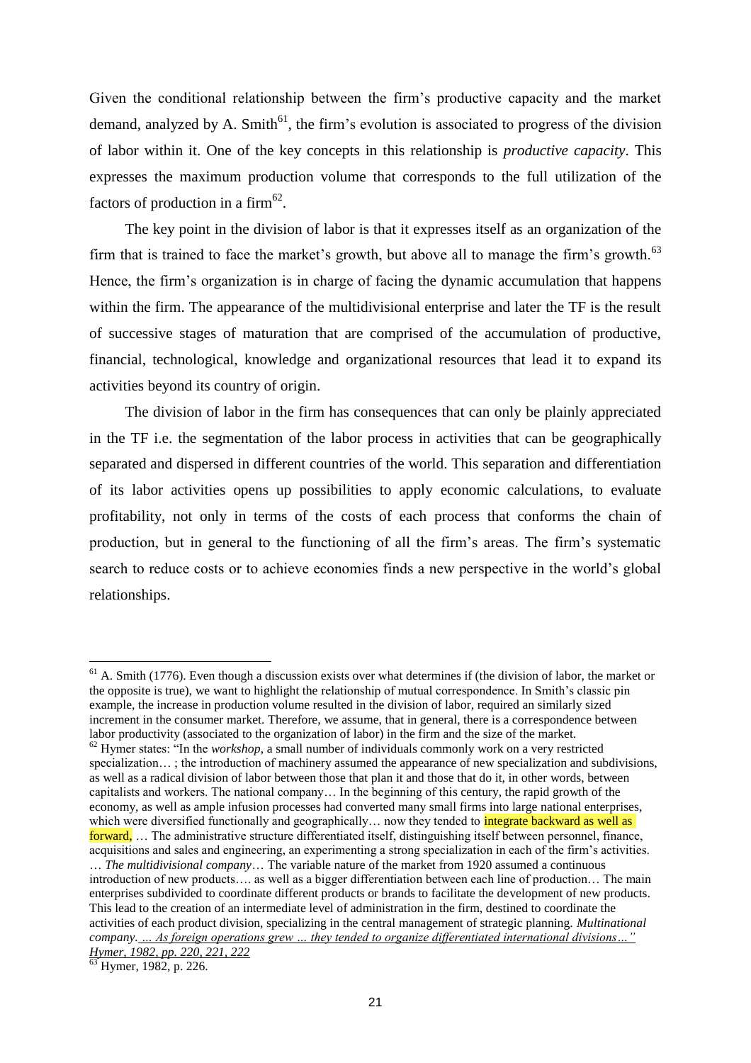Given the conditional relationship between the firm's productive capacity and the market demand, analyzed by A. Smith[61], the firm's evolution is associated to progress of the division of labor within it. One of the key concepts in this relationship is *productive capacity*. This expresses the maximum production volume that corresponds to the full utilization of the factors of production in a firm[62].

The key point in the division of labor is that it expresses itself as an organization of the firm that is trained to face the market's growth, but above all to manage the firm's growth.[63] Hence, the firm's organization is in charge of facing the dynamic accumulation that happens within the firm. The appearance of the multidivisional enterprise and later the TF is the result of successive stages of maturation that are comprised of the accumulation of productive, financial, technological, knowledge and organizational resources that lead it to expand its activities beyond its country of origin.

The division of labor in the firm has consequences that can only be plainly appreciated in the TF i.e. the segmentation of the labor process in activities that can be geographically separated and dispersed in different countries of the world. This separation and differentiation of its labor activities opens up possibilities to apply economic calculations, to evaluate profitability, not only in terms of the costs of each process that conforms the chain of production, but in general to the functioning of all the firm's areas. The firm's systematic search to reduce costs or to achieve economies finds a new perspective in the world's global relationships.

---

[61] A. Smith (1776). Even though a discussion exists over what determines if (the division of labor, the market or the opposite is true), we want to highlight the relationship of mutual correspondence. In Smith's classic pin example, the increase in production volume resulted in the division of labor, required an similarly sized increment in the consumer market. Therefore, we assume, that in general, there is a correspondence between labor productivity (associated to the organization of labor) in the firm and the size of the market.

[62] Hymer states: "In the *workshop*, a small number of individuals commonly work on a very restricted specialization… ; the introduction of machinery assumed the appearance of new specialization and subdivisions, as well as a radical division of labor between those that plan it and those that do it, in other words, between capitalists and workers. The national company… In the beginning of this century, the rapid growth of the economy, as well as ample infusion processes had converted many small firms into large national enterprises, which were diversified functionally and geographically… now they tended to integrate backward as well as forward, … The administrative structure differentiated itself, distinguishing itself between personnel, finance, acquisitions and sales and engineering, an experimenting a strong specialization in each of the firm's activities. … *The multidivisional company*… The variable nature of the market from 1920 assumed a continuous introduction of new products…. as well as a bigger differentiation between each line of production… The main enterprises subdivided to coordinate different products or brands to facilitate the development of new products. This lead to the creation of an intermediate level of administration in the firm, destined to coordinate the activities of each product division, specializing in the central management of strategic planning. *Multinational company. … As foreign operations grew … they tended to organize differentiated international divisions…" Hymer, 1982, pp. 220, 221, 222*

[63] Hymer, 1982, p. 226.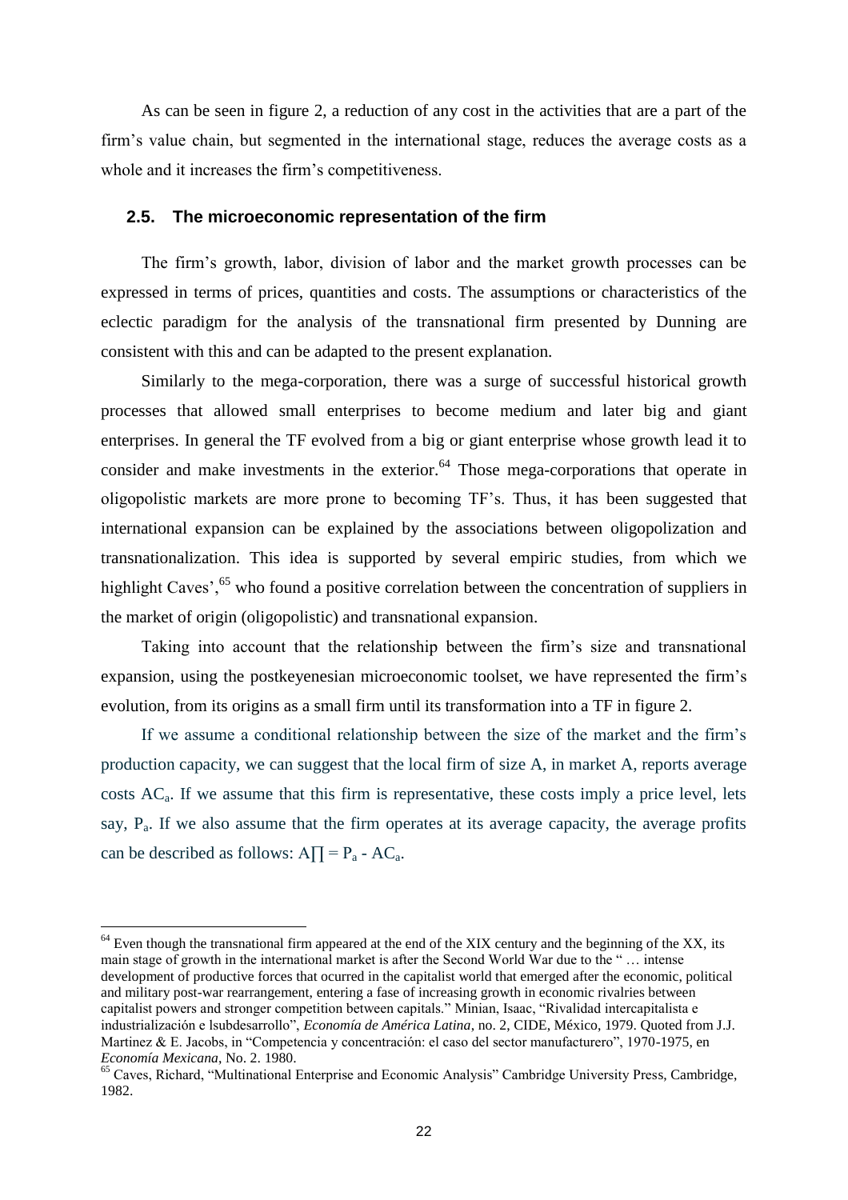As can be seen in figure 2, a reduction of any cost in the activities that are a part of the firm's value chain, but segmented in the international stage, reduces the average costs as a whole and it increases the firm's competitiveness.

### 2.5. The microeconomic representation of the firm

The firm's growth, labor, division of labor and the market growth processes can be expressed in terms of prices, quantities and costs. The assumptions or characteristics of the eclectic paradigm for the analysis of the transnational firm presented by Dunning are consistent with this and can be adapted to the present explanation.

Similarly to the mega-corporation, there was a surge of successful historical growth processes that allowed small enterprises to become medium and later big and giant enterprises. In general the TF evolved from a big or giant enterprise whose growth lead it to consider and make investments in the exterior.[64] Those mega-corporations that operate in oligopolistic markets are more prone to becoming TF's. Thus, it has been suggested that international expansion can be explained by the associations between oligopolization and transnationalization. This idea is supported by several empiric studies, from which we highlight Caves',[65] who found a positive correlation between the concentration of suppliers in the market of origin (oligopolistic) and transnational expansion.

Taking into account that the relationship between the firm's size and transnational expansion, using the postkeyenesian microeconomic toolset, we have represented the firm's evolution, from its origins as a small firm until its transformation into a TF in figure 2.

If we assume a conditional relationship between the size of the market and the firm's production capacity, we can suggest that the local firm of size A, in market A, reports average costs $AC_a$. If we assume that this firm is representative, these costs imply a price level, lets say, $P_a$. If we also assume that the firm operates at its average capacity, the average profits can be described as follows: $A\prod = P_a - AC_a$.

---

[64] Even though the transnational firm appeared at the end of the XIX century and the beginning of the XX, its main stage of growth in the international market is after the Second World War due to the " … intense development of productive forces that ocurred in the capitalist world that emerged after the economic, political and military post-war rearrangement, entering a fase of increasing growth in economic rivalries between capitalist powers and stronger competition between capitals." Minian, Isaac, "Rivalidad intercapitalista e industrialización e lsubdesarrollo", *Economía de América Latina*, no. 2, CIDE, México, 1979. Quoted from J.J. Martinez & E. Jacobs, in "Competencia y concentración: el caso del sector manufacturero", 1970-1975, en *Economía Mexicana*, No. 2. 1980.

[65] Caves, Richard, "Multinational Enterprise and Economic Analysis" Cambridge University Press, Cambridge, 1982.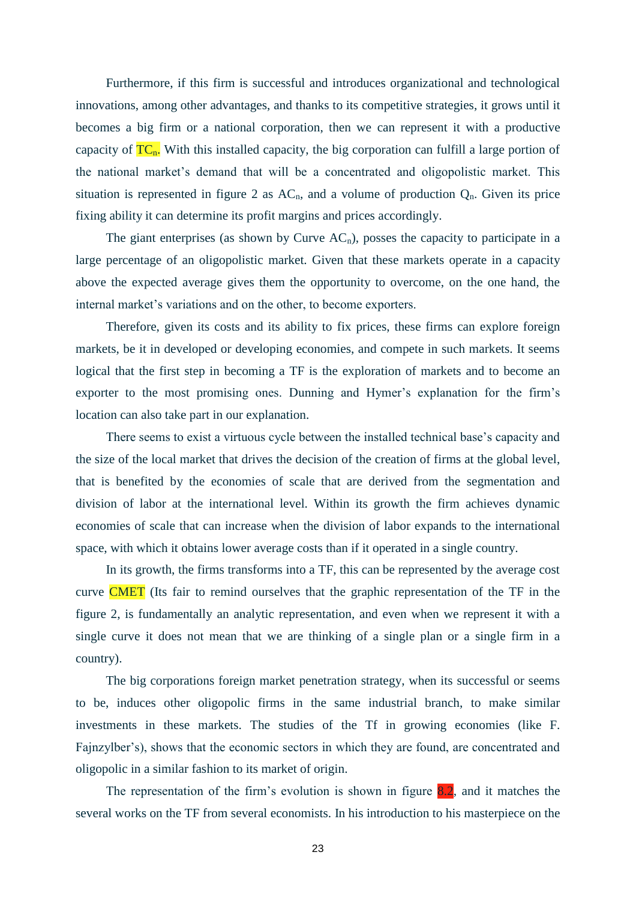Furthermore, if this firm is successful and introduces organizational and technological innovations, among other advantages, and thanks to its competitive strategies, it grows until it becomes a big firm or a national corporation, then we can represent it with a productive capacity of $TC_n$. With this installed capacity, the big corporation can fulfill a large portion of the national market's demand that will be a concentrated and oligopolistic market. This situation is represented in figure 2 as $AC_n$, and a volume of production $Q_n$. Given its price fixing ability it can determine its profit margins and prices accordingly.

The giant enterprises (as shown by Curve $AC_n$), posses the capacity to participate in a large percentage of an oligopolistic market. Given that these markets operate in a capacity above the expected average gives them the opportunity to overcome, on the one hand, the internal market's variations and on the other, to become exporters.

Therefore, given its costs and its ability to fix prices, these firms can explore foreign markets, be it in developed or developing economies, and compete in such markets. It seems logical that the first step in becoming a TF is the exploration of markets and to become an exporter to the most promising ones. Dunning and Hymer's explanation for the firm's location can also take part in our explanation.

There seems to exist a virtuous cycle between the installed technical base's capacity and the size of the local market that drives the decision of the creation of firms at the global level, that is benefited by the economies of scale that are derived from the segmentation and division of labor at the international level. Within its growth the firm achieves dynamic economies of scale that can increase when the division of labor expands to the international space, with which it obtains lower average costs than if it operated in a single country.

In its growth, the firms transforms into a TF, this can be represented by the average cost curve CMET (Its fair to remind ourselves that the graphic representation of the TF in the figure 2, is fundamentally an analytic representation, and even when we represent it with a single curve it does not mean that we are thinking of a single plan or a single firm in a country).

The big corporations foreign market penetration strategy, when its successful or seems to be, induces other oligopolic firms in the same industrial branch, to make similar investments in these markets. The studies of the Tf in growing economies (like F. Fajnzylber's), shows that the economic sectors in which they are found, are concentrated and oligopolic in a similar fashion to its market of origin.

The representation of the firm's evolution is shown in figure 8.2, and it matches the several works on the TF from several economists. In his introduction to his masterpiece on the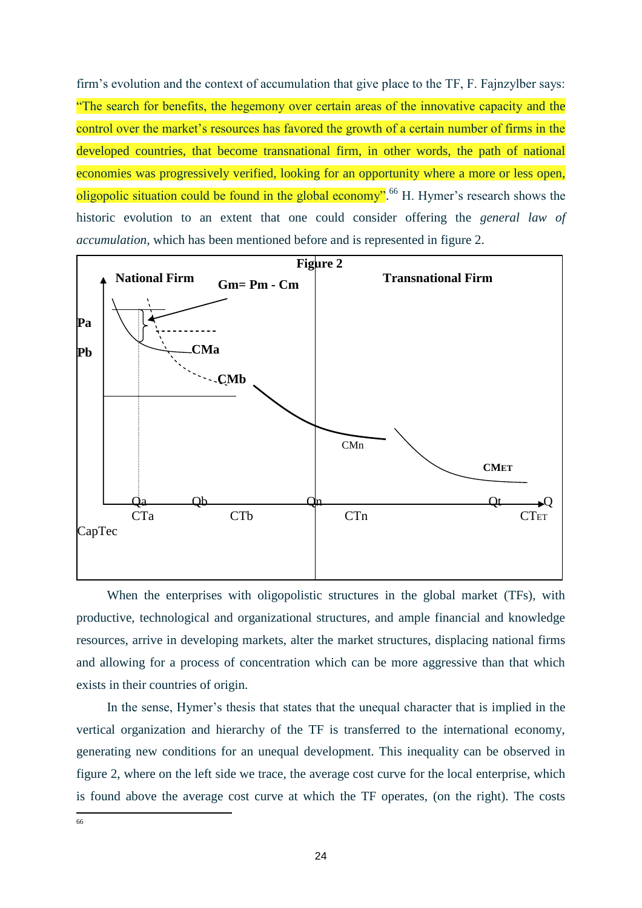firm's evolution and the context of accumulation that give place to the TF, F. Fajnzylber says: "The search for benefits, the hegemony over certain areas of the innovative capacity and the control over the market's resources has favored the growth of a certain number of firms in the developed countries, that become transnational firm, in other words, the path of national economies was progressively verified, looking for an opportunity where a more or less open, oligopolic situation could be found in the global economy".[66] H. Hymer's research shows the historic evolution to an extent that one could consider offering the *general law of accumulation*, which has been mentioned before and is represented in figure 2.

**Figure 2**

| National Firm | Transnational Firm |
|---|---|
| Gm= Pm - Cm; Pa, Pb; CMa, CMb; Qa, Qb; CTa, CTb; CapTec | CMn, CMET; Qn, Qt, Q; CTn, CTET |

When the enterprises with oligopolistic structures in the global market (TFs), with productive, technological and organizational structures, and ample financial and knowledge resources, arrive in developing markets, alter the market structures, displacing national firms and allowing for a process of concentration which can be more aggressive than that which exists in their countries of origin.

In the sense, Hymer's thesis that states that the unequal character that is implied in the vertical organization and hierarchy of the TF is transferred to the international economy, generating new conditions for an unequal development. This inequality can be observed in figure 2, where on the left side we trace, the average cost curve for the local enterprise, which is found above the average cost curve at which the TF operates, (on the right). The costs

[66]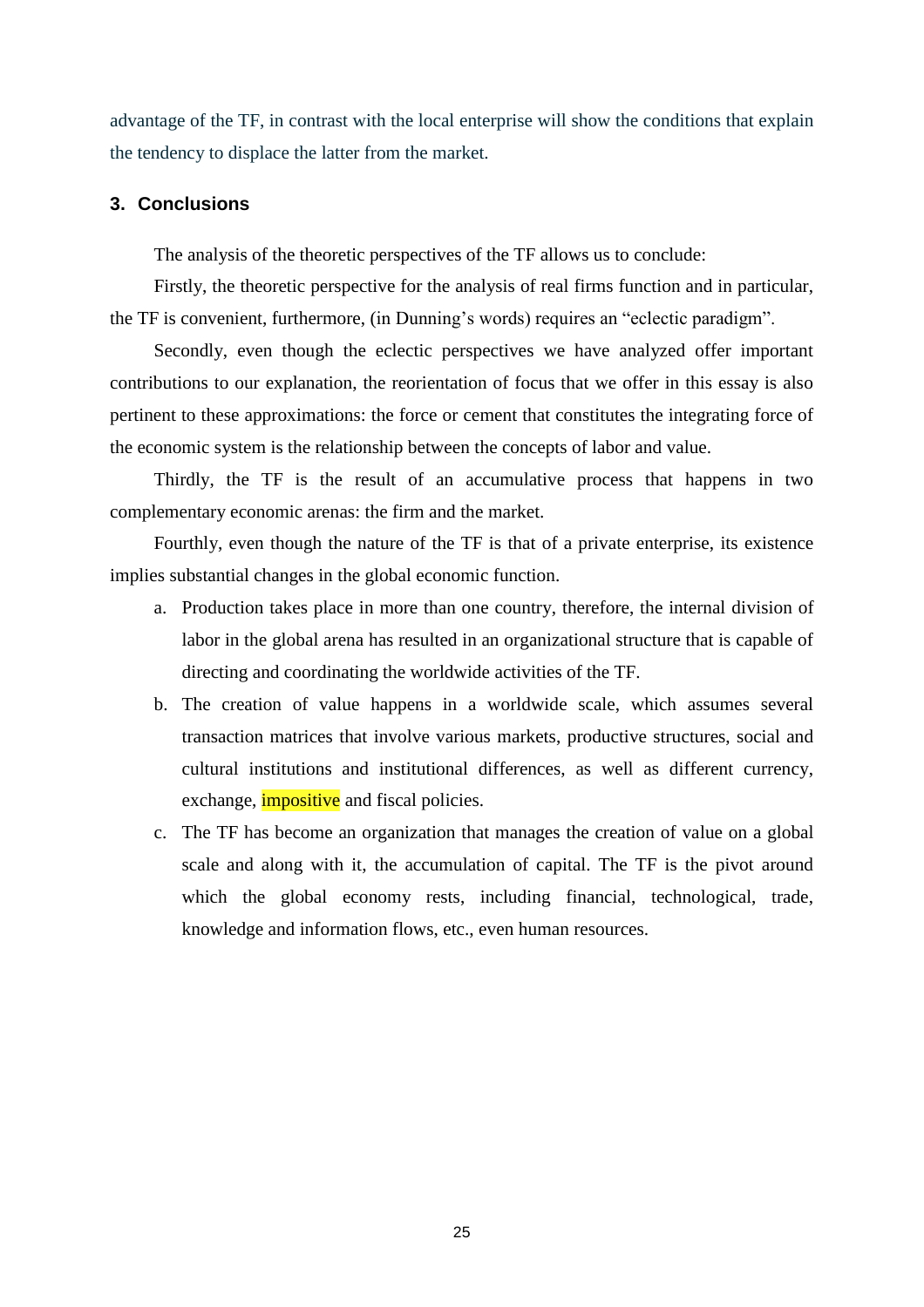advantage of the TF, in contrast with the local enterprise will show the conditions that explain the tendency to displace the latter from the market.

## 3. Conclusions

The analysis of the theoretic perspectives of the TF allows us to conclude:

Firstly, the theoretic perspective for the analysis of real firms function and in particular, the TF is convenient, furthermore, (in Dunning's words) requires an "eclectic paradigm".

Secondly, even though the eclectic perspectives we have analyzed offer important contributions to our explanation, the reorientation of focus that we offer in this essay is also pertinent to these approximations: the force or cement that constitutes the integrating force of the economic system is the relationship between the concepts of labor and value.

Thirdly, the TF is the result of an accumulative process that happens in two complementary economic arenas: the firm and the market.

Fourthly, even though the nature of the TF is that of a private enterprise, its existence implies substantial changes in the global economic function.

a. Production takes place in more than one country, therefore, the internal division of labor in the global arena has resulted in an organizational structure that is capable of directing and coordinating the worldwide activities of the TF.
b. The creation of value happens in a worldwide scale, which assumes several transaction matrices that involve various markets, productive structures, social and cultural institutions and institutional differences, as well as different currency, exchange, impositive and fiscal policies.
c. The TF has become an organization that manages the creation of value on a global scale and along with it, the accumulation of capital. The TF is the pivot around which the global economy rests, including financial, technological, trade, knowledge and information flows, etc., even human resources.